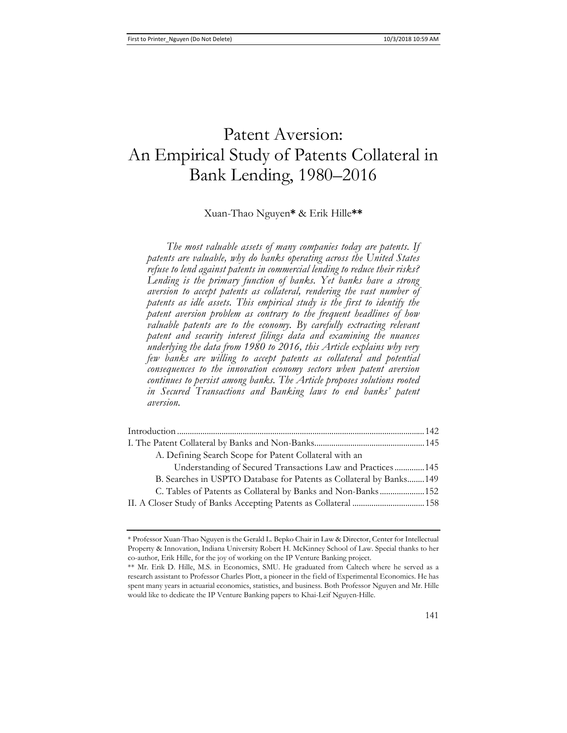# Patent Aversion: An Empirical Study of Patents Collateral in Bank Lending, 1980–2016

Xuan-Thao Nguyen* & Erik Hille**

*The most valuable assets of many companies today are patents. If patents are valuable, why do banks operating across the United States refuse to lend against patents in commercial lending to reduce their risks? Lending is the primary function of banks. Yet banks have a strong aversion to accept patents as collateral, rendering the vast number of patents as idle assets. This empirical study is the first to identify the patent aversion problem as contrary to the frequent headlines of how valuable patents are to the economy. By carefully extracting relevant patent and security interest filings data and examining the nuances underlying the data from 1980 to 2016, this Article explains why very few banks are willing to accept patents as collateral and potential consequences to the innovation economy sectors when patent aversion continues to persist among banks. The Article proposes solutions rooted in Secured Transactions and Banking laws to end banks' patent aversion.*

Introduction .................................................................................................... 142
I. The Patent Collateral by Banks and Non-Banks ..................................................... 145
    A. Defining Search Scope for Patent Collateral with an Understanding of Secured Transactions Law and Practices .............. 145
    B. Searches in USPTO Database for Patents as Collateral by Banks ........ 149
    C. Tables of Patents as Collateral by Banks and Non-Banks ..................... 152
II. A Closer Study of Banks Accepting Patents as Collateral ................................ 158

---

\* Professor Xuan-Thao Nguyen is the Gerald L. Bepko Chair in Law & Director, Center for Intellectual Property & Innovation, Indiana University Robert H. McKinney School of Law. Special thanks to her co-author, Erik Hille, for the joy of working on the IP Venture Banking project.

\*\* Mr. Erik D. Hille, M.S. in Economics, SMU. He graduated from Caltech where he served as a research assistant to Professor Charles Plott, a pioneer in the field of Experimental Economics. He has spent many years in actuarial economics, statistics, and business. Both Professor Nguyen and Mr. Hille would like to dedicate the IP Venture Banking papers to Khai-Leif Nguyen-Hille.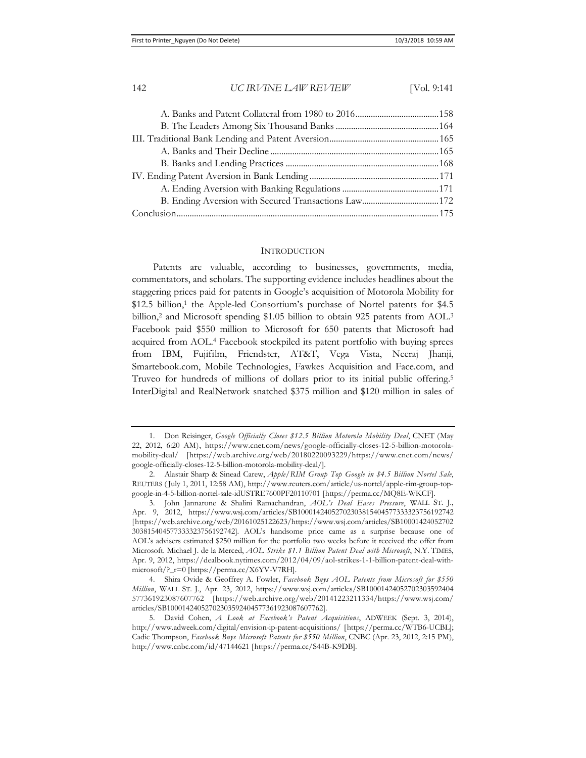A. Banks and Patent Collateral from 1980 to 2016 .......... 158
B. The Leaders Among Six Thousand Banks .......... 164
III. Traditional Bank Lending and Patent Aversion .......... 165
A. Banks and Their Decline .......... 165
B. Banks and Lending Practices .......... 168
IV. Ending Patent Aversion in Bank Lending .......... 171
A. Ending Aversion with Banking Regulations .......... 171
B. Ending Aversion with Secured Transactions Law .......... 172
Conclusion .......... 175

## INTRODUCTION

Patents are valuable, according to businesses, governments, media, commentators, and scholars. The supporting evidence includes headlines about the staggering prices paid for patents in Google's acquisition of Motorola Mobility for $12.5 billion,[1] the Apple-led Consortium's purchase of Nortel patents for $4.5 billion,[2] and Microsoft spending $1.05 billion to obtain 925 patents from AOL.[3] Facebook paid $550 million to Microsoft for 650 patents that Microsoft had acquired from AOL.[4] Facebook stockpiled its patent portfolio with buying sprees from IBM, Fujifilm, Friendster, AT&T, Vega Vista, Neeraj Jhanji, Smartebook.com, Mobile Technologies, Fawkes Acquisition and Face.com, and Truveo for hundreds of millions of dollars prior to its initial public offering.[5] InterDigital and RealNetwork snatched $375 million and $120 million in sales of

---

1. Don Reisinger, *Google Officially Closes $12.5 Billion Motorola Mobility Deal*, CNET (May 22, 2012, 6:20 AM), https://www.cnet.com/news/google-officially-closes-12-5-billion-motorola-mobility-deal/ [https://web.archive.org/web/20180220093229/https://www.cnet.com/news/google-officially-closes-12-5-billion-motorola-mobility-deal/].

2. Alastair Sharp & Sinead Carew, *Apple/RIM Group Top Google in $4.5 Billion Nortel Sale*, REUTERS (July 1, 2011, 12:58 AM), http://www.reuters.com/article/us-nortel/apple-rim-group-top-google-in-4-5-billion-nortel-sale-idUSTRE7600PF20110701 [https://perma.cc/MQ8E-WKCF].

3. John Jannarone & Shalini Ramachandran, *AOL's Deal Eases Pressure*, WALL ST. J., Apr. 9, 2012, https://www.wsj.com/articles/SB10001424052702303815404577333323756192742 [https://web.archive.org/web/20161025122623/https://www.wsj.com/articles/SB10001424052702303815404577333323756192742]. AOL's handsome price came as a surprise because one of AOL's advisers estimated $250 million for the portfolio two weeks before it received the offer from Microsoft. Michael J. de la Merced, *AOL Strike $1.1 Billion Patent Deal with Microsoft*, N.Y. TIMES, Apr. 9, 2012, https://dealbook.nytimes.com/2012/04/09/aol-strikes-1-1-billion-patent-deal-with-microsoft/?_r=0 [https://perma.cc/X6YV-V7RH].

4. Shira Ovide & Geoffrey A. Fowler, *Facebook Buys AOL Patents from Microsoft for $550 Million*, WALL ST. J., Apr. 23, 2012, https://www.wsj.com/articles/SB10001424052702303592404577361923087607762 [https://web.archive.org/web/20141223211334/https://www.wsj.com/articles/SB10001424052702303592404577361923087607762].

5. David Cohen, *A Look at Facebook's Patent Acquisitions*, ADWEEK (Sept. 3, 2014), http://www.adweek.com/digital/envision-ip-patent-acquisitions/ [https://perma.cc/WTB6-UCBL]; Cadie Thompson, *Facebook Buys Microsoft Patents for $550 Million*, CNBC (Apr. 23, 2012, 2:15 PM), http://www.cnbc.com/id/47144621 [https://perma.cc/S44B-K9DB].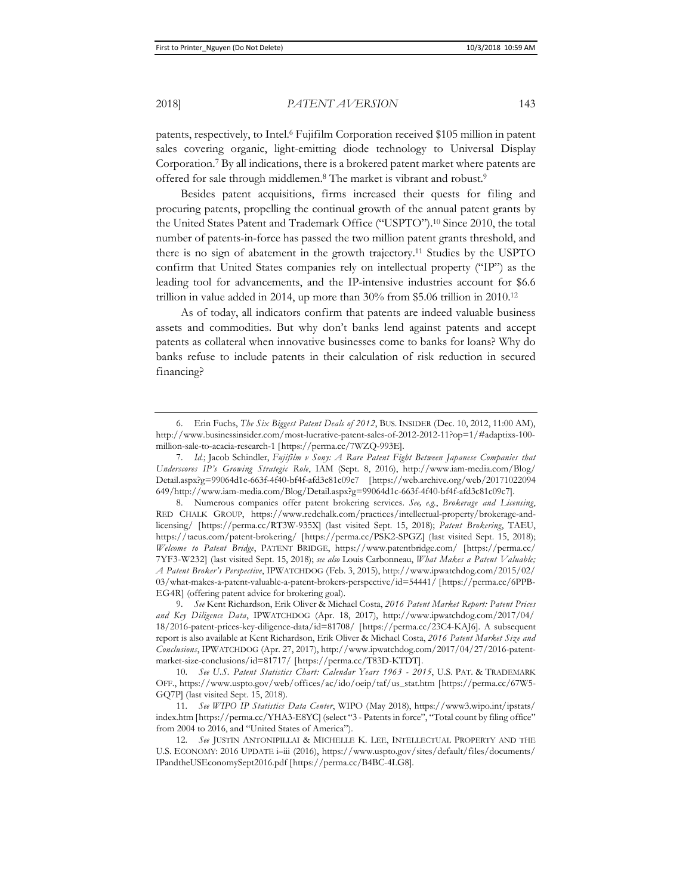patents, respectively, to Intel.[6] Fujifilm Corporation received $105 million in patent sales covering organic, light-emitting diode technology to Universal Display Corporation.[7] By all indications, there is a brokered patent market where patents are offered for sale through middlemen.[8] The market is vibrant and robust.[9]

Besides patent acquisitions, firms increased their quests for filing and procuring patents, propelling the continual growth of the annual patent grants by the United States Patent and Trademark Office ("USPTO").[10] Since 2010, the total number of patents-in-force has passed the two million patent grants threshold, and there is no sign of abatement in the growth trajectory.[11] Studies by the USPTO confirm that United States companies rely on intellectual property ("IP") as the leading tool for advancements, and the IP-intensive industries account for $6.6 trillion in value added in 2014, up more than 30% from $5.06 trillion in 2010.[12]

As of today, all indicators confirm that patents are indeed valuable business assets and commodities. But why don't banks lend against patents and accept patents as collateral when innovative businesses come to banks for loans? Why do banks refuse to include patents in their calculation of risk reduction in secured financing?

---

6. Erin Fuchs, *The Six Biggest Patent Deals of 2012*, BUS. INSIDER (Dec. 10, 2012, 11:00 AM), http://www.businessinsider.com/most-lucrative-patent-sales-of-2012-2012-11?op=1/#adaptixs-100-million-sale-to-acacia-research-1 [https://perma.cc/7WZQ-993E].

7. *Id.*; Jacob Schindler, *Fujifilm v Sony: A Rare Patent Fight Between Japanese Companies that Underscores IP's Growing Strategic Role*, IAM (Sept. 8, 2016), http://www.iam-media.com/Blog/Detail.aspx?g=99064d1c-663f-4f40-bf4f-afd3c81c09c7 [https://web.archive.org/web/20171022094649/http://www.iam-media.com/Blog/Detail.aspx?g=99064d1c-663f-4f40-bf4f-afd3c81c09c7].

8. Numerous companies offer patent brokering services. *See, e.g.*, *Brokerage and Licensing*, RED CHALK GROUP, https://www.redchalk.com/practices/intellectual-property/brokerage-and-licensing/ [https://perma.cc/RT3W-935X] (last visited Sept. 15, 2018); *Patent Brokering*, TAEU, https://taeus.com/patent-brokering/ [https://perma.cc/PSK2-SPGZ] (last visited Sept. 15, 2018); *Welcome to Patent Bridge*, PATENT BRIDGE, https://www.patentbridge.com/ [https://perma.cc/7YF3-W232] (last visited Sept. 15, 2018); *see also* Louis Carbonneau, *What Makes a Patent Valuable; A Patent Broker's Perspective*, IPWATCHDOG (Feb. 3, 2015), http://www.ipwatchdog.com/2015/02/03/what-makes-a-patent-valuable-a-patent-brokers-perspective/id=54441/ [https://perma.cc/6PPB-EG4R] (offering patent advice for brokering goal).

9. *See* Kent Richardson, Erik Oliver & Michael Costa, *2016 Patent Market Report: Patent Prices and Key Diligence Data*, IPWATCHDOG (Apr. 18, 2017), http://www.ipwatchdog.com/2017/04/18/2016-patent-prices-key-diligence-data/id=81708/ [https://perma.cc/23C4-KAJ6]. A subsequent report is also available at Kent Richardson, Erik Oliver & Michael Costa, *2016 Patent Market Size and Conclusions*, IPWATCHDOG (Apr. 27, 2017), http://www.ipwatchdog.com/2017/04/27/2016-patent-market-size-conclusions/id=81717/ [https://perma.cc/T83D-KTDT].

10. *See U.S. Patent Statistics Chart: Calendar Years 1963 - 2015*, U.S. PAT. & TRADEMARK OFF., https://www.uspto.gov/web/offices/ac/ido/oeip/taf/us_stat.htm [https://perma.cc/67W5-GQ7P] (last visited Sept. 15, 2018).

11. *See WIPO IP Statistics Data Center*, WIPO (May 2018), https://www3.wipo.int/ipstats/index.htm [https://perma.cc/YHA3-E8YC] (select "3 - Patents in force", "Total count by filing office" from 2004 to 2016, and "United States of America").

12. *See* JUSTIN ANTONIPILLAI & MICHELLE K. LEE, INTELLECTUAL PROPERTY AND THE U.S. ECONOMY: 2016 UPDATE i–iii (2016), https://www.uspto.gov/sites/default/files/documents/IPandtheUSEconomySept2016.pdf [https://perma.cc/B4BC-4LG8].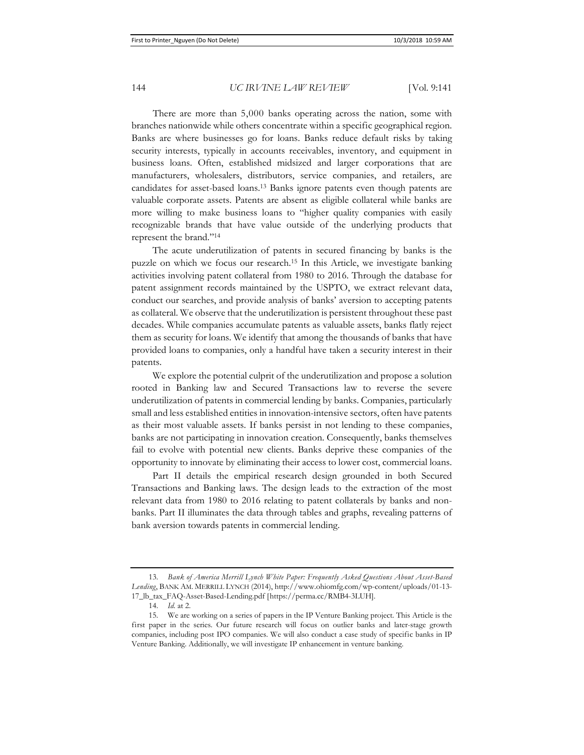There are more than 5,000 banks operating across the nation, some with branches nationwide while others concentrate within a specific geographical region. Banks are where businesses go for loans. Banks reduce default risks by taking security interests, typically in accounts receivables, inventory, and equipment in business loans. Often, established midsized and larger corporations that are manufacturers, wholesalers, distributors, service companies, and retailers, are candidates for asset-based loans.[13] Banks ignore patents even though patents are valuable corporate assets. Patents are absent as eligible collateral while banks are more willing to make business loans to "higher quality companies with easily recognizable brands that have value outside of the underlying products that represent the brand."[14]

The acute underutilization of patents in secured financing by banks is the puzzle on which we focus our research.[15] In this Article, we investigate banking activities involving patent collateral from 1980 to 2016. Through the database for patent assignment records maintained by the USPTO, we extract relevant data, conduct our searches, and provide analysis of banks' aversion to accepting patents as collateral. We observe that the underutilization is persistent throughout these past decades. While companies accumulate patents as valuable assets, banks flatly reject them as security for loans. We identify that among the thousands of banks that have provided loans to companies, only a handful have taken a security interest in their patents.

We explore the potential culprit of the underutilization and propose a solution rooted in Banking law and Secured Transactions law to reverse the severe underutilization of patents in commercial lending by banks. Companies, particularly small and less established entities in innovation-intensive sectors, often have patents as their most valuable assets. If banks persist in not lending to these companies, banks are not participating in innovation creation. Consequently, banks themselves fail to evolve with potential new clients. Banks deprive these companies of the opportunity to innovate by eliminating their access to lower cost, commercial loans.

Part II details the empirical research design grounded in both Secured Transactions and Banking laws. The design leads to the extraction of the most relevant data from 1980 to 2016 relating to patent collaterals by banks and non-banks. Part II illuminates the data through tables and graphs, revealing patterns of bank aversion towards patents in commercial lending.

---

13. *Bank of America Merrill Lynch White Paper: Frequently Asked Questions About Asset-Based Lending*, BANK AM. MERRILL LYNCH (2014), http://www.ohiomfg.com/wp-content/uploads/01-13-17_lb_tax_FAQ-Asset-Based-Lending.pdf [https://perma.cc/RMB4-3LUH].

14. *Id.* at 2.

15. We are working on a series of papers in the IP Venture Banking project. This Article is the first paper in the series. Our future research will focus on outlier banks and later-stage growth companies, including post IPO companies. We will also conduct a case study of specific banks in IP Venture Banking. Additionally, we will investigate IP enhancement in venture banking.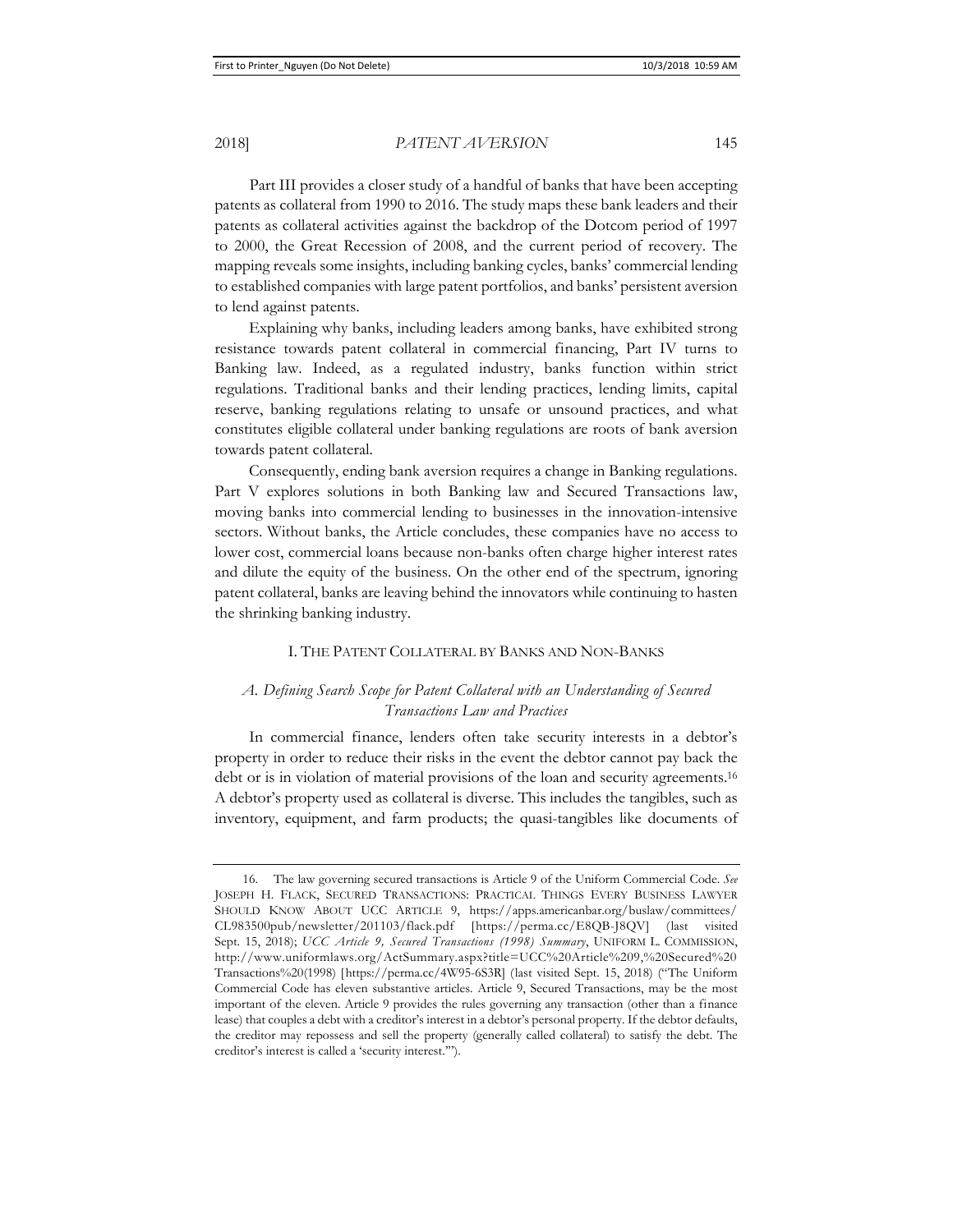Part III provides a closer study of a handful of banks that have been accepting patents as collateral from 1990 to 2016. The study maps these bank leaders and their patents as collateral activities against the backdrop of the Dotcom period of 1997 to 2000, the Great Recession of 2008, and the current period of recovery. The mapping reveals some insights, including banking cycles, banks' commercial lending to established companies with large patent portfolios, and banks' persistent aversion to lend against patents.

Explaining why banks, including leaders among banks, have exhibited strong resistance towards patent collateral in commercial financing, Part IV turns to Banking law. Indeed, as a regulated industry, banks function within strict regulations. Traditional banks and their lending practices, lending limits, capital reserve, banking regulations relating to unsafe or unsound practices, and what constitutes eligible collateral under banking regulations are roots of bank aversion towards patent collateral.

Consequently, ending bank aversion requires a change in Banking regulations. Part V explores solutions in both Banking law and Secured Transactions law, moving banks into commercial lending to businesses in the innovation-intensive sectors. Without banks, the Article concludes, these companies have no access to lower cost, commercial loans because non-banks often charge higher interest rates and dilute the equity of the business. On the other end of the spectrum, ignoring patent collateral, banks are leaving behind the innovators while continuing to hasten the shrinking banking industry.

## I. THE PATENT COLLATERAL BY BANKS AND NON-BANKS

### *A. Defining Search Scope for Patent Collateral with an Understanding of Secured Transactions Law and Practices*

In commercial finance, lenders often take security interests in a debtor's property in order to reduce their risks in the event the debtor cannot pay back the debt or is in violation of material provisions of the loan and security agreements.[16] A debtor's property used as collateral is diverse. This includes the tangibles, such as inventory, equipment, and farm products; the quasi-tangibles like documents of

---

16. The law governing secured transactions is Article 9 of the Uniform Commercial Code. *See* JOSEPH H. FLACK, SECURED TRANSACTIONS: PRACTICAL THINGS EVERY BUSINESS LAWYER SHOULD KNOW ABOUT UCC ARTICLE 9, https://apps.americanbar.org/buslaw/committees/CL983500pub/newsletter/201103/flack.pdf [https://perma.cc/E8QB-J8QV] (last visited Sept. 15, 2018); *UCC Article 9, Secured Transactions (1998) Summary*, UNIFORM L. COMMISSION, http://www.uniformlaws.org/ActSummary.aspx?title=UCC%20Article%209,%20Secured%20Transactions%20(1998) [https://perma.cc/4W95-6S3R] (last visited Sept. 15, 2018) ("The Uniform Commercial Code has eleven substantive articles. Article 9, Secured Transactions, may be the most important of the eleven. Article 9 provides the rules governing any transaction (other than a finance lease) that couples a debt with a creditor's interest in a debtor's personal property. If the debtor defaults, the creditor may repossess and sell the property (generally called collateral) to satisfy the debt. The creditor's interest is called a 'security interest.'").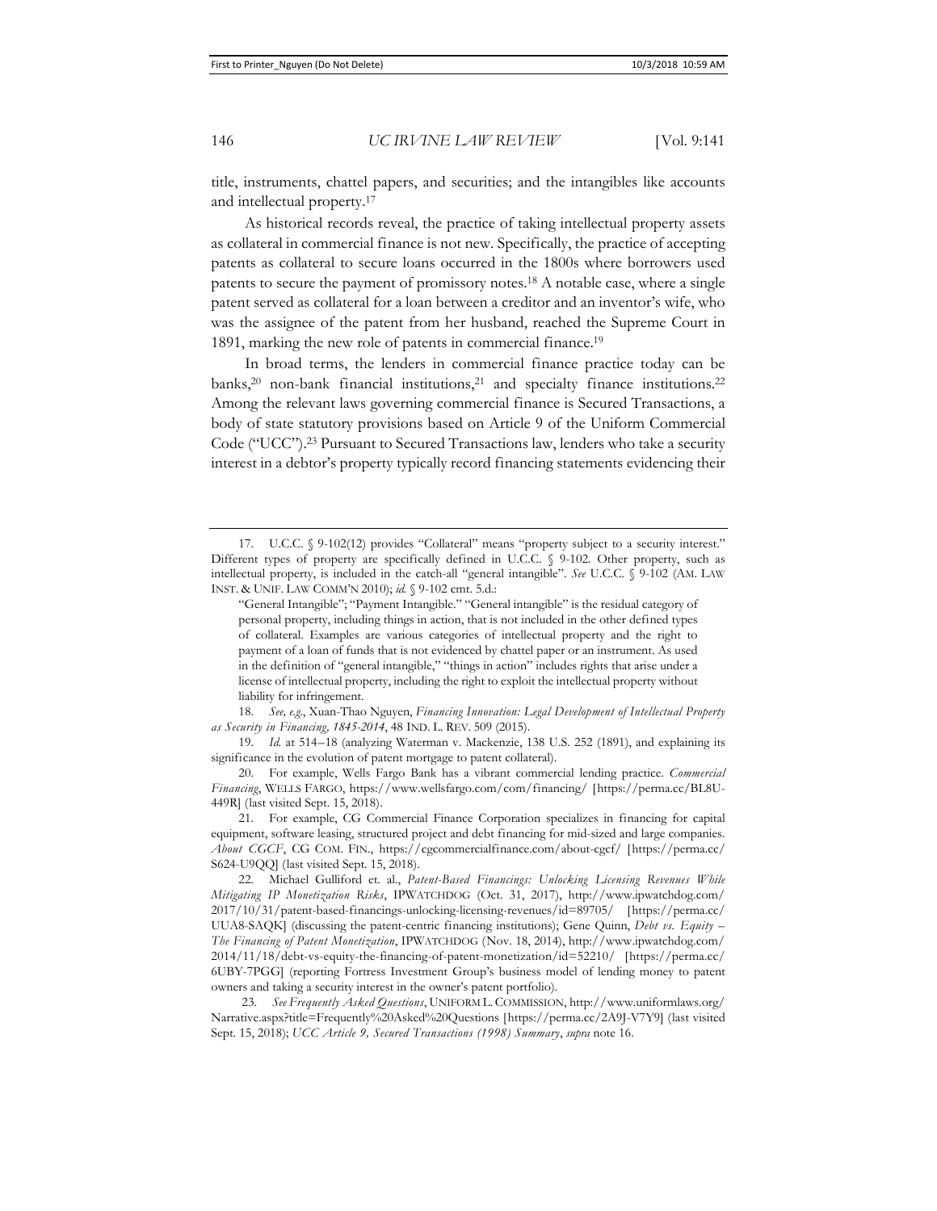title, instruments, chattel papers, and securities; and the intangibles like accounts and intellectual property.[17]

As historical records reveal, the practice of taking intellectual property assets as collateral in commercial finance is not new. Specifically, the practice of accepting patents as collateral to secure loans occurred in the 1800s where borrowers used patents to secure the payment of promissory notes.[18] A notable case, where a single patent served as collateral for a loan between a creditor and an inventor's wife, who was the assignee of the patent from her husband, reached the Supreme Court in 1891, marking the new role of patents in commercial finance.[19]

In broad terms, the lenders in commercial finance practice today can be banks,[20] non-bank financial institutions,[21] and specialty finance institutions.[22] Among the relevant laws governing commercial finance is Secured Transactions, a body of state statutory provisions based on Article 9 of the Uniform Commercial Code ("UCC").[23] Pursuant to Secured Transactions law, lenders who take a security interest in a debtor's property typically record financing statements evidencing their

---

17. U.C.C. § 9-102(12) provides "Collateral" means "property subject to a security interest." Different types of property are specifically defined in U.C.C. § 9-102. Other property, such as intellectual property, is included in the catch-all "general intangible". *See* U.C.C. § 9-102 (AM. LAW INST. & UNIF. LAW COMM'N 2010); *id.* § 9-102 cmt. 5.d.:

> "General Intangible"; "Payment Intangible." "General intangible" is the residual category of personal property, including things in action, that is not included in the other defined types of collateral. Examples are various categories of intellectual property and the right to payment of a loan of funds that is not evidenced by chattel paper or an instrument. As used in the definition of "general intangible," "things in action" includes rights that arise under a license of intellectual property, including the right to exploit the intellectual property without liability for infringement.

18. *See, e.g.*, Xuan-Thao Nguyen, *Financing Innovation: Legal Development of Intellectual Property as Security in Financing, 1845-2014*, 48 IND. L. REV. 509 (2015).

19. *Id.* at 514–18 (analyzing Waterman v. Mackenzie, 138 U.S. 252 (1891), and explaining its significance in the evolution of patent mortgage to patent collateral).

20. For example, Wells Fargo Bank has a vibrant commercial lending practice. *Commercial Financing*, WELLS FARGO, https://www.wellsfargo.com/com/financing/ [https://perma.cc/BL8U-449R] (last visited Sept. 15, 2018).

21. For example, CG Commercial Finance Corporation specializes in financing for capital equipment, software leasing, structured project and debt financing for mid-sized and large companies. *About CGCF*, CG COM. FIN., https://cgcommercialfinance.com/about-cgcf/ [https://perma.cc/S624-U9QQ] (last visited Sept. 15, 2018).

22. Michael Gulliford et. al., *Patent-Based Financings: Unlocking Licensing Revenues While Mitigating IP Monetization Risks*, IPWATCHDOG (Oct. 31, 2017), http://www.ipwatchdog.com/2017/10/31/patent-based-financings-unlocking-licensing-revenues/id=89705/ [https://perma.cc/UUA8-SAQK] (discussing the patent-centric financing institutions); Gene Quinn, *Debt vs. Equity – The Financing of Patent Monetization*, IPWATCHDOG (Nov. 18, 2014), http://www.ipwatchdog.com/2014/11/18/debt-vs-equity-the-financing-of-patent-monetization/id=52210/ [https://perma.cc/6UBY-7PGG] (reporting Fortress Investment Group's business model of lending money to patent owners and taking a security interest in the owner's patent portfolio).

23. *See Frequently Asked Questions*, UNIFORM L. COMMISSION, http://www.uniformlaws.org/Narrative.aspx?title=Frequently%20Asked%20Questions [https://perma.cc/2A9J-V7Y9] (last visited Sept. 15, 2018); *UCC Article 9, Secured Transactions (1998) Summary*, *supra* note 16.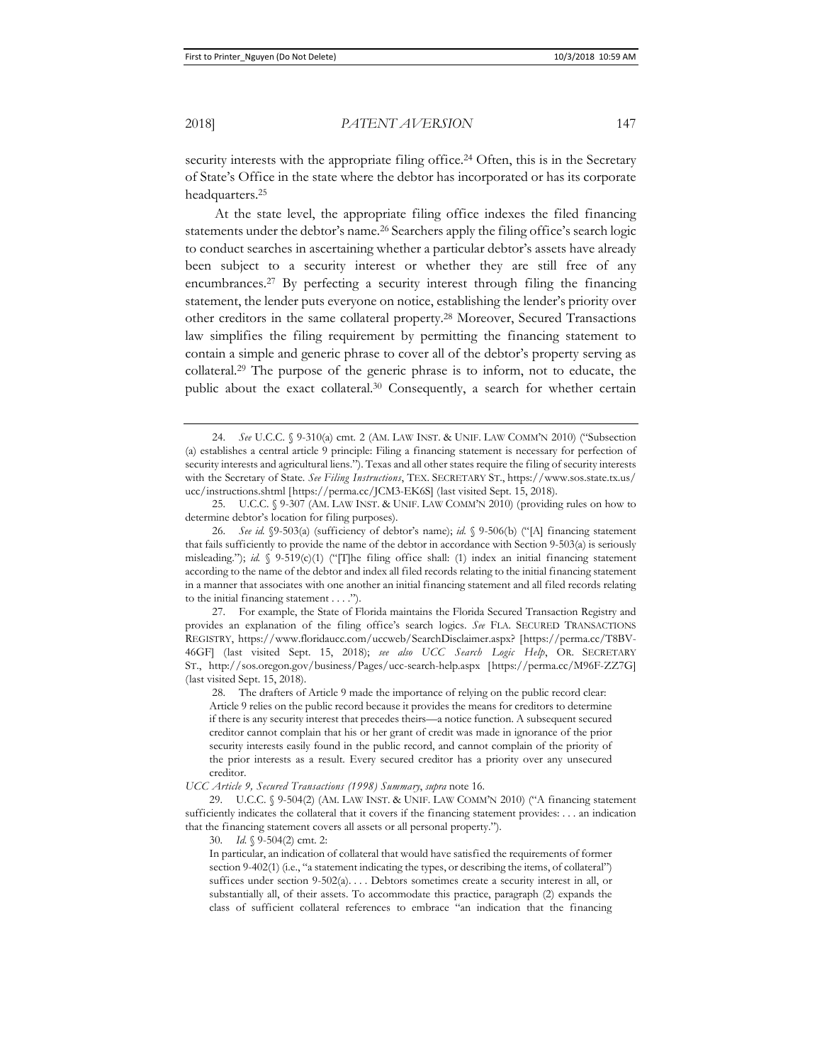security interests with the appropriate filing office.[24] Often, this is in the Secretary of State's Office in the state where the debtor has incorporated or has its corporate headquarters.[25]

At the state level, the appropriate filing office indexes the filed financing statements under the debtor's name.[26] Searchers apply the filing office's search logic to conduct searches in ascertaining whether a particular debtor's assets have already been subject to a security interest or whether they are still free of any encumbrances.[27] By perfecting a security interest through filing the financing statement, the lender puts everyone on notice, establishing the lender's priority over other creditors in the same collateral property.[28] Moreover, Secured Transactions law simplifies the filing requirement by permitting the financing statement to contain a simple and generic phrase to cover all of the debtor's property serving as collateral.[29] The purpose of the generic phrase is to inform, not to educate, the public about the exact collateral.[30] Consequently, a search for whether certain

---

24. *See* U.C.C. § 9-310(a) cmt. 2 (AM. LAW INST. & UNIF. LAW COMM'N 2010) ("Subsection (a) establishes a central article 9 principle: Filing a financing statement is necessary for perfection of security interests and agricultural liens."). Texas and all other states require the filing of security interests with the Secretary of State. *See Filing Instructions*, TEX. SECRETARY ST., https://www.sos.state.tx.us/ucc/instructions.shtml [https://perma.cc/JCM3-EK6S] (last visited Sept. 15, 2018).

25. U.C.C. § 9-307 (AM. LAW INST. & UNIF. LAW COMM'N 2010) (providing rules on how to determine debtor's location for filing purposes).

26. *See id.* §9-503(a) (sufficiency of debtor's name); *id.* § 9-506(b) ("[A] financing statement that fails sufficiently to provide the name of the debtor in accordance with Section 9-503(a) is seriously misleading."); *id.* § 9-519(c)(1) ("[T]he filing office shall: (1) index an initial financing statement according to the name of the debtor and index all filed records relating to the initial financing statement in a manner that associates with one another an initial financing statement and all filed records relating to the initial financing statement . . . .").

27. For example, the State of Florida maintains the Florida Secured Transaction Registry and provides an explanation of the filing office's search logics. *See* FLA. SECURED TRANSACTIONS REGISTRY, https://www.floridaucc.com/uccweb/SearchDisclaimer.aspx? [https://perma.cc/T8BV-46GF] (last visited Sept. 15, 2018); *see also UCC Search Logic Help*, OR. SECRETARY ST., http://sos.oregon.gov/business/Pages/ucc-search-help.aspx [https://perma.cc/M96F-ZZ7G] (last visited Sept. 15, 2018).

28. The drafters of Article 9 made the importance of relying on the public record clear:

> Article 9 relies on the public record because it provides the means for creditors to determine if there is any security interest that precedes theirs—a notice function. A subsequent secured creditor cannot complain that his or her grant of credit was made in ignorance of the prior security interests easily found in the public record, and cannot complain of the priority of the prior interests as a result. Every secured creditor has a priority over any unsecured creditor.

*UCC Article 9, Secured Transactions (1998) Summary*, *supra* note 16.

29. U.C.C. § 9-504(2) (AM. LAW INST. & UNIF. LAW COMM'N 2010) ("A financing statement sufficiently indicates the collateral that it covers if the financing statement provides: . . . an indication that the financing statement covers all assets or all personal property.").

30. *Id.* § 9-504(2) cmt. 2:

> In particular, an indication of collateral that would have satisfied the requirements of former section 9-402(1) (i.e., "a statement indicating the types, or describing the items, of collateral") suffices under section 9-502(a). . . . Debtors sometimes create a security interest in all, or substantially all, of their assets. To accommodate this practice, paragraph (2) expands the class of sufficient collateral references to embrace "an indication that the financing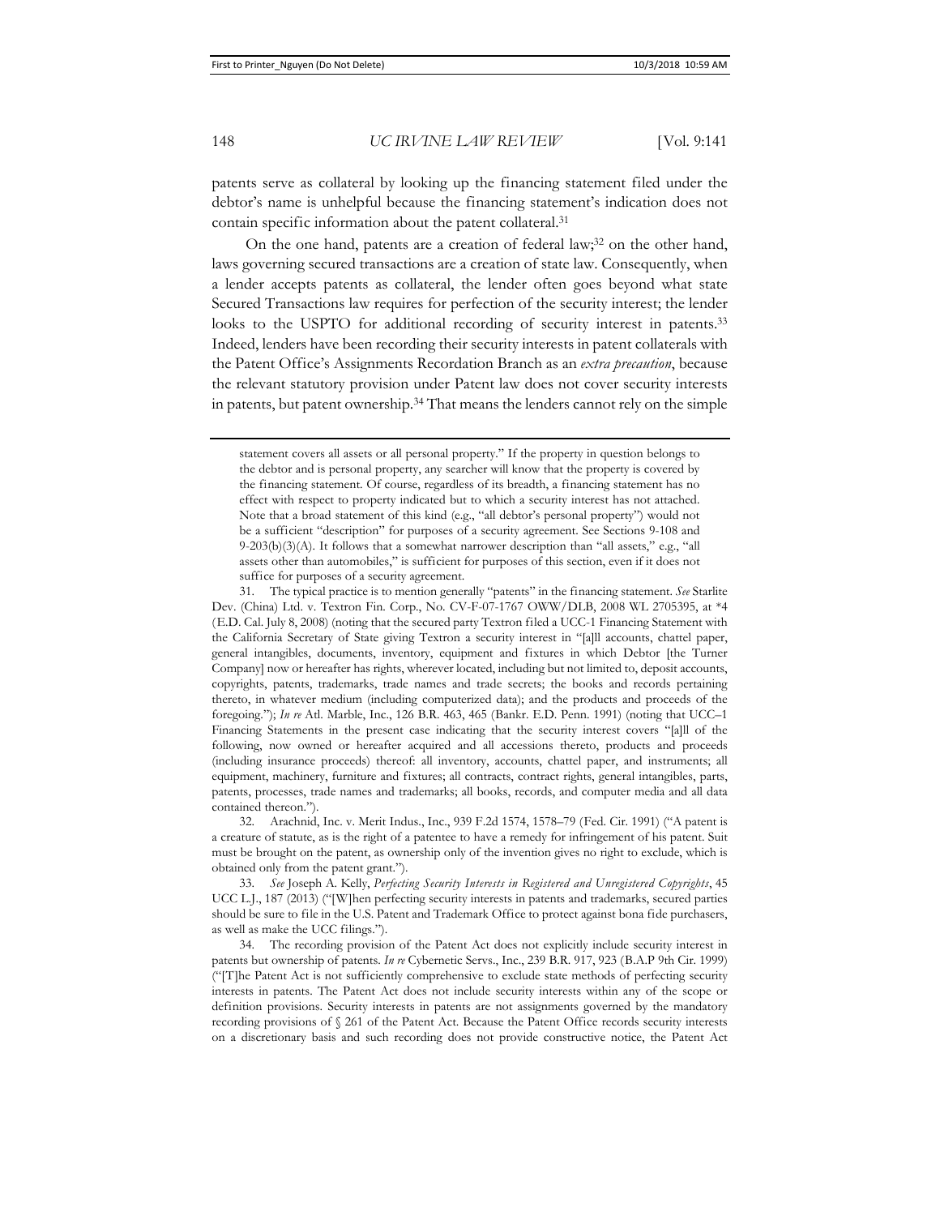patents serve as collateral by looking up the financing statement filed under the debtor's name is unhelpful because the financing statement's indication does not contain specific information about the patent collateral.[31]

On the one hand, patents are a creation of federal law;[32] on the other hand, laws governing secured transactions are a creation of state law. Consequently, when a lender accepts patents as collateral, the lender often goes beyond what state Secured Transactions law requires for perfection of the security interest; the lender looks to the USPTO for additional recording of security interest in patents.[33] Indeed, lenders have been recording their security interests in patent collaterals with the Patent Office's Assignments Recordation Branch as an *extra precaution*, because the relevant statutory provision under Patent law does not cover security interests in patents, but patent ownership.[34] That means the lenders cannot rely on the simple

---

statement covers all assets or all personal property." If the property in question belongs to the debtor and is personal property, any searcher will know that the property is covered by the financing statement. Of course, regardless of its breadth, a financing statement has no effect with respect to property indicated but to which a security interest has not attached. Note that a broad statement of this kind (e.g., "all debtor's personal property") would not be a sufficient "description" for purposes of a security agreement. See Sections 9-108 and 9-203(b)(3)(A). It follows that a somewhat narrower description than "all assets," e.g., "all assets other than automobiles," is sufficient for purposes of this section, even if it does not suffice for purposes of a security agreement.

31. The typical practice is to mention generally "patents" in the financing statement. *See* Starlite Dev. (China) Ltd. v. Textron Fin. Corp., No. CV-F-07-1767 OWW/DLB, 2008 WL 2705395, at *4 (E.D. Cal. July 8, 2008) (noting that the secured party Textron filed a UCC-1 Financing Statement with the California Secretary of State giving Textron a security interest in "[a]ll accounts, chattel paper, general intangibles, documents, inventory, equipment and fixtures in which Debtor [the Turner Company] now or hereafter has rights, wherever located, including but not limited to, deposit accounts, copyrights, patents, trademarks, trade names and trade secrets; the books and records pertaining thereto, in whatever medium (including computerized data); and the products and proceeds of the foregoing."); *In re* Atl. Marble, Inc., 126 B.R. 463, 465 (Bankr. E.D. Penn. 1991) (noting that UCC–1 Financing Statements in the present case indicating that the security interest covers "[a]ll of the following, now owned or hereafter acquired and all accessions thereto, products and proceeds (including insurance proceeds) thereof: all inventory, accounts, chattel paper, and instruments; all equipment, machinery, furniture and fixtures; all contracts, contract rights, general intangibles, parts, patents, processes, trade names and trademarks; all books, records, and computer media and all data contained thereon.").

32. Arachnid, Inc. v. Merit Indus., Inc., 939 F.2d 1574, 1578–79 (Fed. Cir. 1991) ("A patent is a creature of statute, as is the right of a patentee to have a remedy for infringement of his patent. Suit must be brought on the patent, as ownership only of the invention gives no right to exclude, which is obtained only from the patent grant.").

33. *See* Joseph A. Kelly, *Perfecting Security Interests in Registered and Unregistered Copyrights*, 45 UCC L.J., 187 (2013) ("[W]hen perfecting security interests in patents and trademarks, secured parties should be sure to file in the U.S. Patent and Trademark Office to protect against bona fide purchasers, as well as make the UCC filings.").

34. The recording provision of the Patent Act does not explicitly include security interest in patents but ownership of patents. *In re* Cybernetic Servs., Inc., 239 B.R. 917, 923 (B.A.P 9th Cir. 1999) ("[T]he Patent Act is not sufficiently comprehensive to exclude state methods of perfecting security interests in patents. The Patent Act does not include security interests within any of the scope or definition provisions. Security interests in patents are not assignments governed by the mandatory recording provisions of § 261 of the Patent Act. Because the Patent Office records security interests on a discretionary basis and such recording does not provide constructive notice, the Patent Act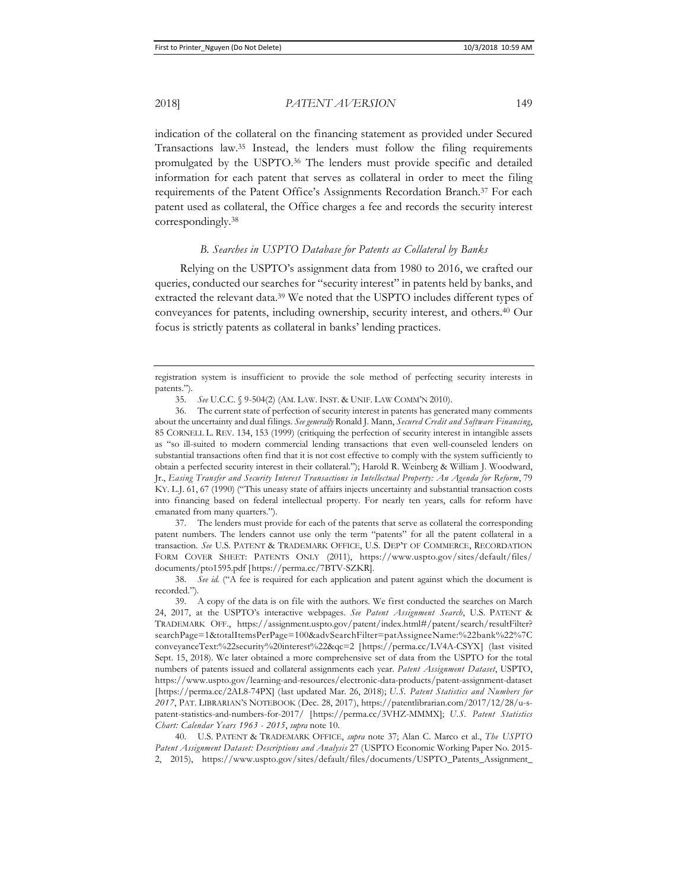indication of the collateral on the financing statement as provided under Secured Transactions law.[35] Instead, the lenders must follow the filing requirements promulgated by the USPTO.[36] The lenders must provide specific and detailed information for each patent that serves as collateral in order to meet the filing requirements of the Patent Office's Assignments Recordation Branch.[37] For each patent used as collateral, the Office charges a fee and records the security interest correspondingly.[38]

### *B. Searches in USPTO Database for Patents as Collateral by Banks*

Relying on the USPTO's assignment data from 1980 to 2016, we crafted our queries, conducted our searches for "security interest" in patents held by banks, and extracted the relevant data.[39] We noted that the USPTO includes different types of conveyances for patents, including ownership, security interest, and others.[40] Our focus is strictly patents as collateral in banks' lending practices.

---

registration system is insufficient to provide the sole method of perfecting security interests in patents.").

35. *See* U.C.C. § 9-504(2) (AM. LAW. INST. & UNIF. LAW COMM'N 2010).

36. The current state of perfection of security interest in patents has generated many comments about the uncertainty and dual filings. *See generally* Ronald J. Mann, *Secured Credit and Software Financing*, 85 CORNELL L. REV. 134, 153 (1999) (critiquing the perfection of security interest in intangible assets as "so ill-suited to modern commercial lending transactions that even well-counseled lenders on substantial transactions often find that it is not cost effective to comply with the system sufficiently to obtain a perfected security interest in their collateral."); Harold R. Weinberg & William J. Woodward, Jr., *Easing Transfer and Security Interest Transactions in Intellectual Property: An Agenda for Reform*, 79 KY. L.J. 61, 67 (1990) ("This uneasy state of affairs injects uncertainty and substantial transaction costs into financing based on federal intellectual property. For nearly ten years, calls for reform have emanated from many quarters.").

37. The lenders must provide for each of the patents that serve as collateral the corresponding patent numbers. The lenders cannot use only the term "patents" for all the patent collateral in a transaction. *See* U.S. PATENT & TRADEMARK OFFICE, U.S. DEP'T OF COMMERCE, RECORDATION FORM COVER SHEET: PATENTS ONLY (2011), https://www.uspto.gov/sites/default/files/documents/pto1595.pdf [https://perma.cc/7BTV-SZKR].

38. *See id.* ("A fee is required for each application and patent against which the document is recorded.").

39. A copy of the data is on file with the authors. We first conducted the searches on March 24, 2017, at the USPTO's interactive webpages. *See Patent Assignment Search*, U.S. PATENT & TRADEMARK OFF., https://assignment.uspto.gov/patent/index.html#/patent/search/resultFilter?searchPage=1&totalItemsPerPage=100&advSearchFilter=patAssigneeName:%22bank%22%7CconveyanceText:%22security%20interest%22&qc=2 [https://perma.cc/LV4A-CSYX] (last visited Sept. 15, 2018). We later obtained a more comprehensive set of data from the USPTO for the total numbers of patents issued and collateral assignments each year. *Patent Assignment Dataset*, USPTO, https://www.uspto.gov/learning-and-resources/electronic-data-products/patent-assignment-dataset [https://perma.cc/2AL8-74PX] (last updated Mar. 26, 2018); *U.S. Patent Statistics and Numbers for 2017*, PAT. LIBRARIAN'S NOTEBOOK (Dec. 28, 2017), https://patentlibrarian.com/2017/12/28/u-s-patent-statistics-and-numbers-for-2017/ [https://perma.cc/3VHZ-MMMX]; *U.S. Patent Statistics Chart: Calendar Years 1963 - 2015*, *supra* note 10.

40. U.S. PATENT & TRADEMARK OFFICE, *supra* note 37; Alan C. Marco et al., *The USPTO Patent Assignment Dataset: Descriptions and Analysis* 27 (USPTO Economic Working Paper No. 2015-2, 2015), https://www.uspto.gov/sites/default/files/documents/USPTO_Patents_Assignment_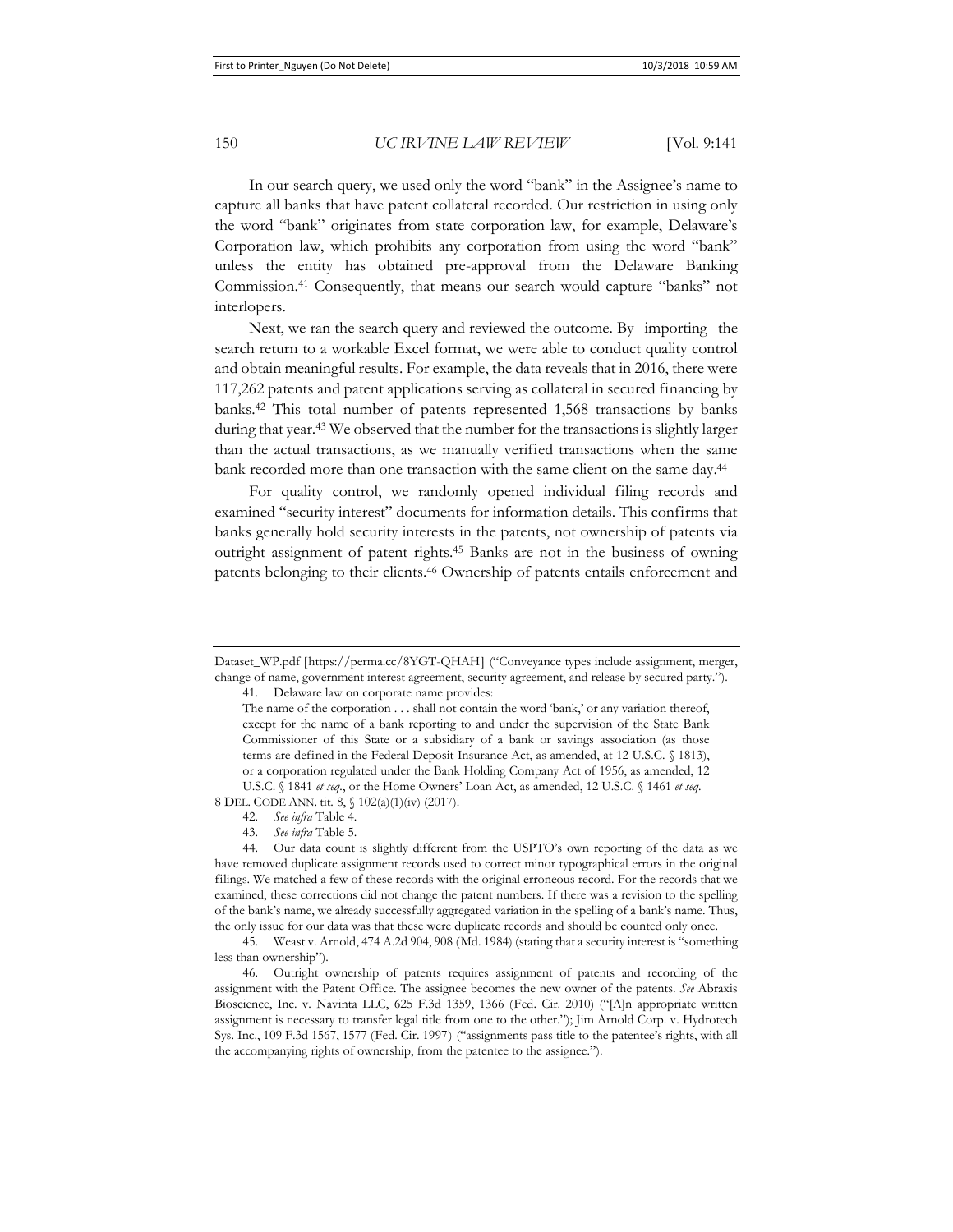In our search query, we used only the word "bank" in the Assignee's name to capture all banks that have patent collateral recorded. Our restriction in using only the word "bank" originates from state corporation law, for example, Delaware's Corporation law, which prohibits any corporation from using the word "bank" unless the entity has obtained pre-approval from the Delaware Banking Commission.[41] Consequently, that means our search would capture "banks" not interlopers.

Next, we ran the search query and reviewed the outcome. By importing the search return to a workable Excel format, we were able to conduct quality control and obtain meaningful results. For example, the data reveals that in 2016, there were 117,262 patents and patent applications serving as collateral in secured financing by banks.[42] This total number of patents represented 1,568 transactions by banks during that year.[43] We observed that the number for the transactions is slightly larger than the actual transactions, as we manually verified transactions when the same bank recorded more than one transaction with the same client on the same day.[44]

For quality control, we randomly opened individual filing records and examined "security interest" documents for information details. This confirms that banks generally hold security interests in the patents, not ownership of patents via outright assignment of patent rights.[45] Banks are not in the business of owning patents belonging to their clients.[46] Ownership of patents entails enforcement and

---

Dataset_WP.pdf [https://perma.cc/8YGT-QHAH] ("Conveyance types include assignment, merger, change of name, government interest agreement, security agreement, and release by secured party.").

41. Delaware law on corporate name provides:

> The name of the corporation . . . shall not contain the word 'bank,' or any variation thereof, except for the name of a bank reporting to and under the supervision of the State Bank Commissioner of this State or a subsidiary of a bank or savings association (as those terms are defined in the Federal Deposit Insurance Act, as amended, at 12 U.S.C. § 1813), or a corporation regulated under the Bank Holding Company Act of 1956, as amended, 12 U.S.C. § 1841 *et seq.*, or the Home Owners' Loan Act, as amended, 12 U.S.C. § 1461 *et seq.*

8 DEL. CODE ANN. tit. 8, § 102(a)(1)(iv) (2017).

42. *See infra* Table 4.

43. *See infra* Table 5.

44. Our data count is slightly different from the USPTO's own reporting of the data as we have removed duplicate assignment records used to correct minor typographical errors in the original filings. We matched a few of these records with the original erroneous record. For the records that we examined, these corrections did not change the patent numbers. If there was a revision to the spelling of the bank's name, we already successfully aggregated variation in the spelling of a bank's name. Thus, the only issue for our data was that these were duplicate records and should be counted only once.

45. Weast v. Arnold, 474 A.2d 904, 908 (Md. 1984) (stating that a security interest is "something less than ownership").

46. Outright ownership of patents requires assignment of patents and recording of the assignment with the Patent Office. The assignee becomes the new owner of the patents. *See* Abraxis Bioscience, Inc. v. Navinta LLC, 625 F.3d 1359, 1366 (Fed. Cir. 2010) ("[A]n appropriate written assignment is necessary to transfer legal title from one to the other."); Jim Arnold Corp. v. Hydrotech Sys. Inc., 109 F.3d 1567, 1577 (Fed. Cir. 1997) ("assignments pass title to the patentee's rights, with all the accompanying rights of ownership, from the patentee to the assignee.").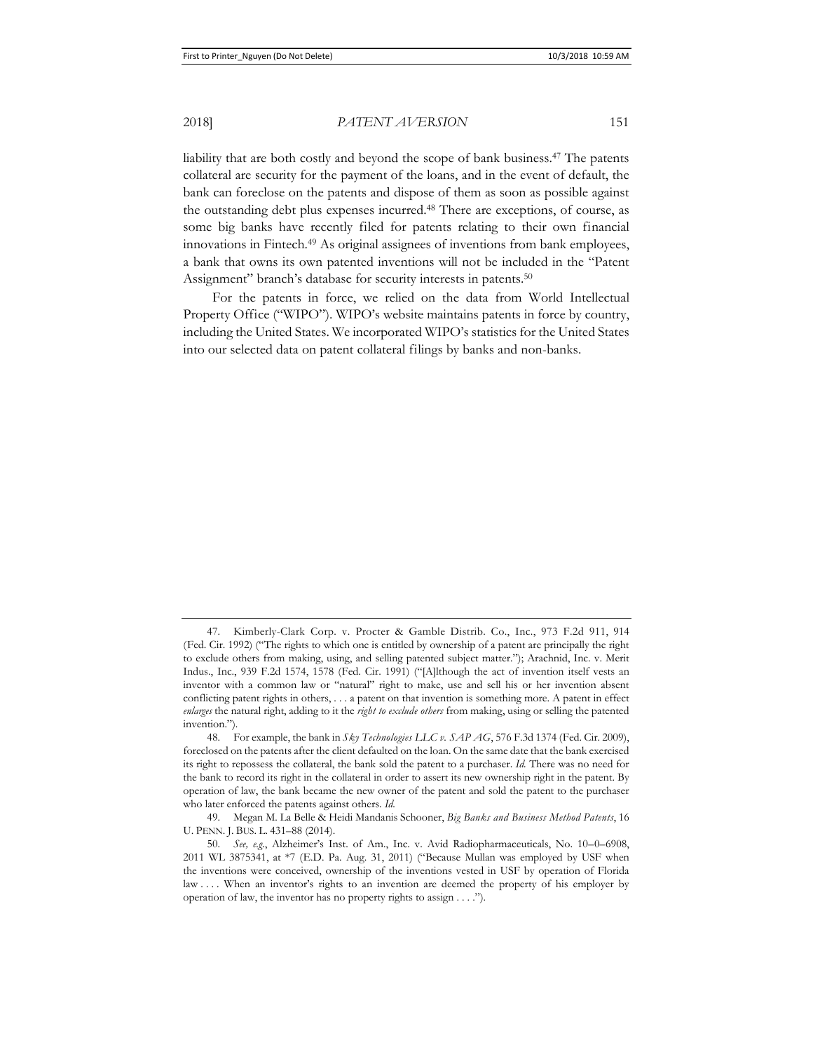liability that are both costly and beyond the scope of bank business.[47] The patents collateral are security for the payment of the loans, and in the event of default, the bank can foreclose on the patents and dispose of them as soon as possible against the outstanding debt plus expenses incurred.[48] There are exceptions, of course, as some big banks have recently filed for patents relating to their own financial innovations in Fintech.[49] As original assignees of inventions from bank employees, a bank that owns its own patented inventions will not be included in the "Patent Assignment" branch's database for security interests in patents.[50]

For the patents in force, we relied on the data from World Intellectual Property Office ("WIPO"). WIPO's website maintains patents in force by country, including the United States. We incorporated WIPO's statistics for the United States into our selected data on patent collateral filings by banks and non-banks.

---

47. Kimberly-Clark Corp. v. Procter & Gamble Distrib. Co., Inc., 973 F.2d 911, 914 (Fed. Cir. 1992) ("The rights to which one is entitled by ownership of a patent are principally the right to exclude others from making, using, and selling patented subject matter."); Arachnid, Inc. v. Merit Indus., Inc., 939 F.2d 1574, 1578 (Fed. Cir. 1991) ("[A]lthough the act of invention itself vests an inventor with a common law or "natural" right to make, use and sell his or her invention absent conflicting patent rights in others, . . . a patent on that invention is something more. A patent in effect *enlarges* the natural right, adding to it the *right to exclude others* from making, using or selling the patented invention.").

48. For example, the bank in *Sky Technologies LLC v. SAP AG*, 576 F.3d 1374 (Fed. Cir. 2009), foreclosed on the patents after the client defaulted on the loan. On the same date that the bank exercised its right to repossess the collateral, the bank sold the patent to a purchaser. *Id.* There was no need for the bank to record its right in the collateral in order to assert its new ownership right in the patent. By operation of law, the bank became the new owner of the patent and sold the patent to the purchaser who later enforced the patents against others. *Id.*

49. Megan M. La Belle & Heidi Mandanis Schooner, *Big Banks and Business Method Patents*, 16 U. PENN. J. BUS. L. 431–88 (2014).

50. *See, e.g.*, Alzheimer's Inst. of Am., Inc. v. Avid Radiopharmaceuticals, No. 10–0–6908, 2011 WL 3875341, at *7 (E.D. Pa. Aug. 31, 2011) ("Because Mullan was employed by USF when the inventions were conceived, ownership of the inventions vested in USF by operation of Florida law . . . . When an inventor's rights to an invention are deemed the property of his employer by operation of law, the inventor has no property rights to assign . . . .").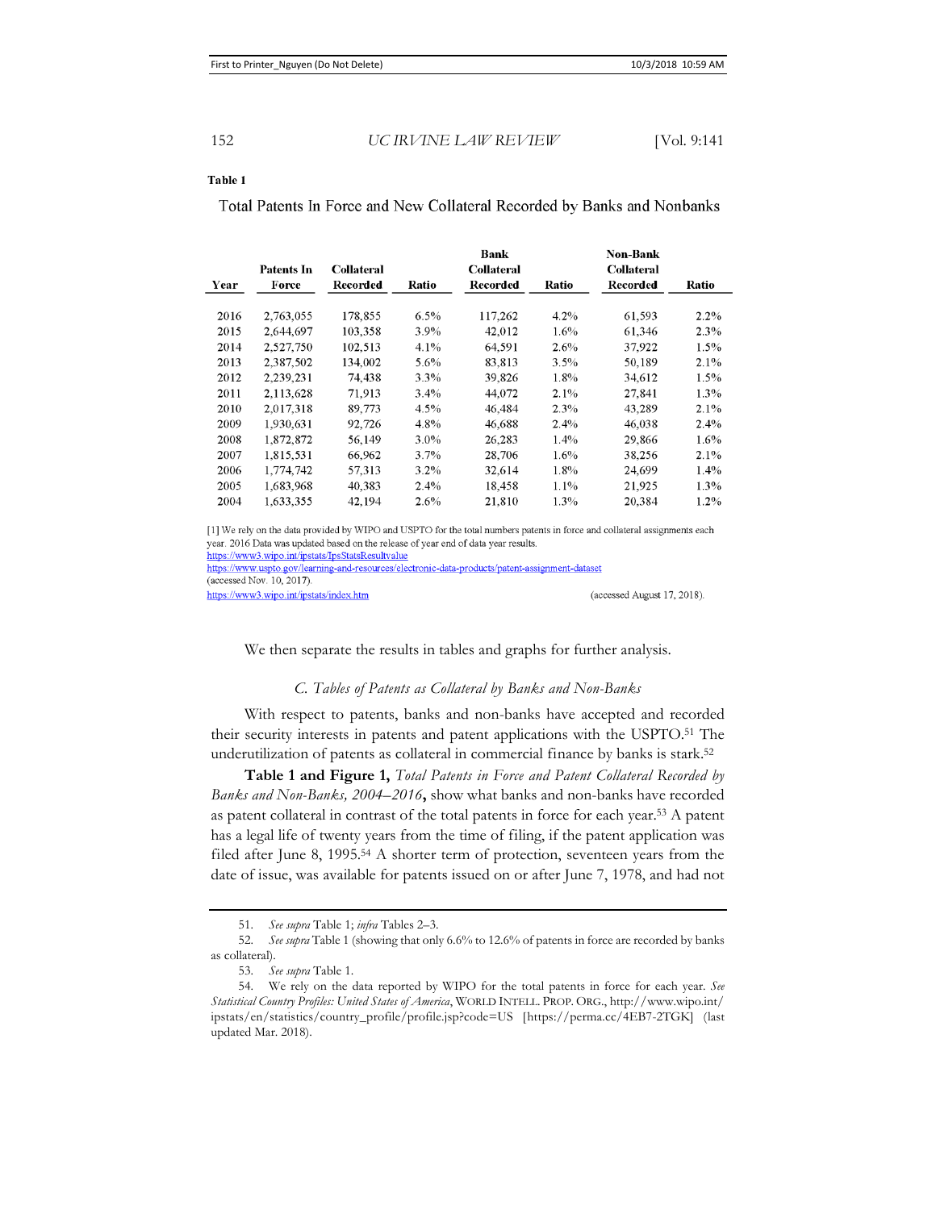**Table 1**

Total Patents In Force and New Collateral Recorded by Banks and Nonbanks

| Year | Patents In Force | Collateral Recorded | Ratio | Bank Collateral Recorded | Ratio | Non-Bank Collateral Recorded | Ratio |
|---|---|---|---|---|---|---|---|
| 2016 | 2,763,055 | 178,855 | 6.5% | 117,262 | 4.2% | 61,593 | 2.2% |
| 2015 | 2,644,697 | 103,358 | 3.9% | 42,012 | 1.6% | 61,346 | 2.3% |
| 2014 | 2,527,750 | 102,513 | 4.1% | 64,591 | 2.6% | 37,922 | 1.5% |
| 2013 | 2,387,502 | 134,002 | 5.6% | 83,813 | 3.5% | 50,189 | 2.1% |
| 2012 | 2,239,231 | 74,438 | 3.3% | 39,826 | 1.8% | 34,612 | 1.5% |
| 2011 | 2,113,628 | 71,913 | 3.4% | 44,072 | 2.1% | 27,841 | 1.3% |
| 2010 | 2,017,318 | 89,773 | 4.5% | 46,484 | 2.3% | 43,289 | 2.1% |
| 2009 | 1,930,631 | 92,726 | 4.8% | 46,688 | 2.4% | 46,038 | 2.4% |
| 2008 | 1,872,872 | 56,149 | 3.0% | 26,283 | 1.4% | 29,866 | 1.6% |
| 2007 | 1,815,531 | 66,962 | 3.7% | 28,706 | 1.6% | 38,256 | 2.1% |
| 2006 | 1,774,742 | 57,313 | 3.2% | 32,614 | 1.8% | 24,699 | 1.4% |
| 2005 | 1,683,968 | 40,383 | 2.4% | 18,458 | 1.1% | 21,925 | 1.3% |
| 2004 | 1,633,355 | 42,194 | 2.6% | 21,810 | 1.3% | 20,384 | 1.2% |

[1] We rely on the data provided by WIPO and USPTO for the total numbers patents in force and collateral assignments each year. 2016 Data was updated based on the release of year end of data year results.
https://www3.wipo.int/ipstats/IpsStatsResultvalue
https://www.uspto.gov/learning-and-resources/electronic-data-products/patent-assignment-dataset
(accessed Nov. 10, 2017).
https://www3.wipo.int/ipstats/index.htm (accessed August 17, 2018).

We then separate the results in tables and graphs for further analysis.

### *C. Tables of Patents as Collateral by Banks and Non-Banks*

With respect to patents, banks and non-banks have accepted and recorded their security interests in patents and patent applications with the USPTO.[51] The underutilization of patents as collateral in commercial finance by banks is stark.[52]

**Table 1 and Figure 1,** *Total Patents in Force and Patent Collateral Recorded by Banks and Non-Banks, 2004–2016*, show what banks and non-banks have recorded as patent collateral in contrast of the total patents in force for each year.[53] A patent has a legal life of twenty years from the time of filing, if the patent application was filed after June 8, 1995.[54] A shorter term of protection, seventeen years from the date of issue, was available for patents issued on or after June 7, 1978, and had not

---

51. *See supra* Table 1; *infra* Tables 2–3.

52. *See supra* Table 1 (showing that only 6.6% to 12.6% of patents in force are recorded by banks as collateral).

53. *See supra* Table 1.

54. We rely on the data reported by WIPO for the total patents in force for each year. *See Statistical Country Profiles: United States of America*, WORLD INTELL. PROP. ORG., http://www.wipo.int/ipstats/en/statistics/country_profile/profile.jsp?code=US [https://perma.cc/4EB7-2TGK] (last updated Mar. 2018).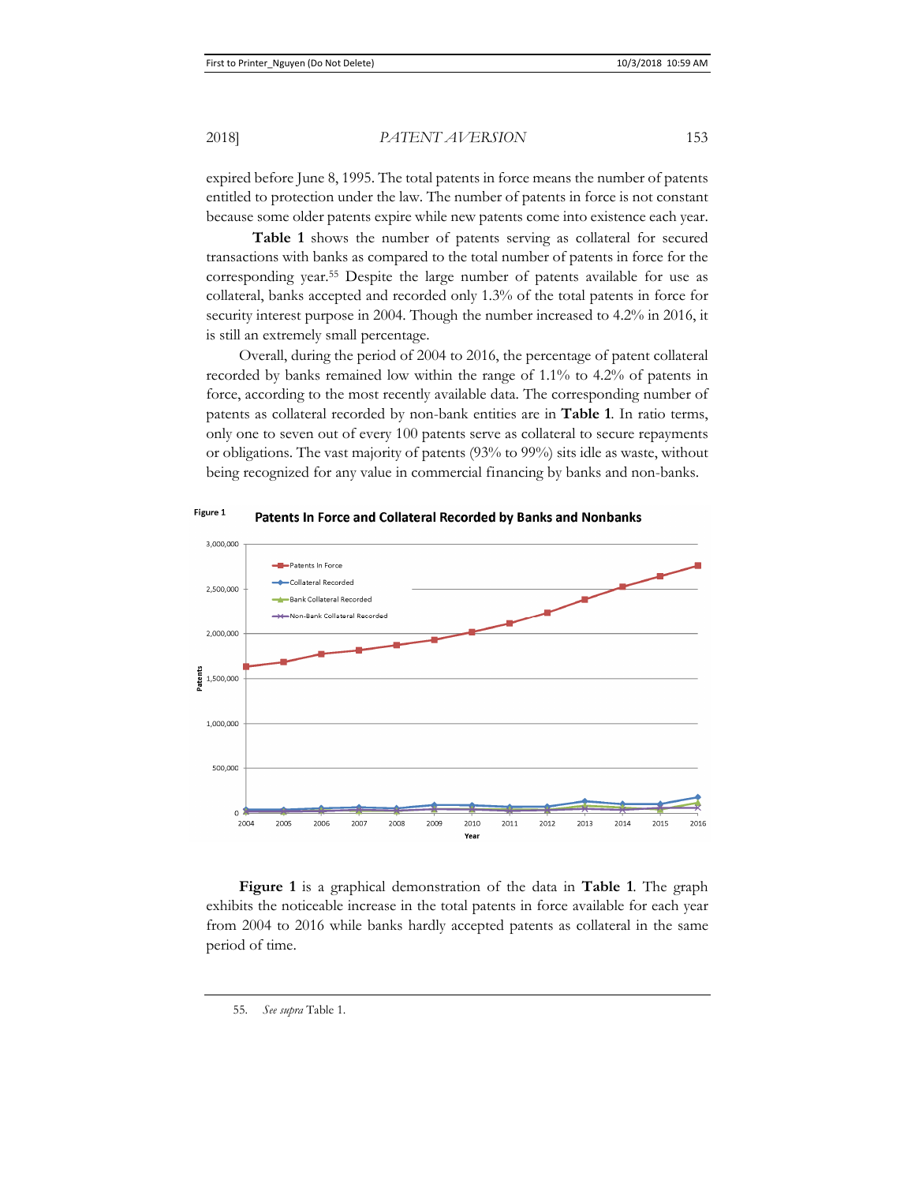expired before June 8, 1995. The total patents in force means the number of patents entitled to protection under the law. The number of patents in force is not constant because some older patents expire while new patents come into existence each year.

**Table 1** shows the number of patents serving as collateral for secured transactions with banks as compared to the total number of patents in force for the corresponding year.[55] Despite the large number of patents available for use as collateral, banks accepted and recorded only 1.3% of the total patents in force for security interest purpose in 2004. Though the number increased to 4.2% in 2016, it is still an extremely small percentage.

Overall, during the period of 2004 to 2016, the percentage of patent collateral recorded by banks remained low within the range of 1.1% to 4.2% of patents in force, according to the most recently available data. The corresponding number of patents as collateral recorded by non-bank entities are in **Table 1**. In ratio terms, only one to seven out of every 100 patents serve as collateral to secure repayments or obligations. The vast majority of patents (93% to 99%) sits idle as waste, without being recognized for any value in commercial financing by banks and non-banks.

**Figure 1** Patents In Force and Collateral Recorded by Banks and Nonbanks

**Figure 1** is a graphical demonstration of the data in **Table 1**. The graph exhibits the noticeable increase in the total patents in force available for each year from 2004 to 2016 while banks hardly accepted patents as collateral in the same period of time.

55. *See supra* Table 1.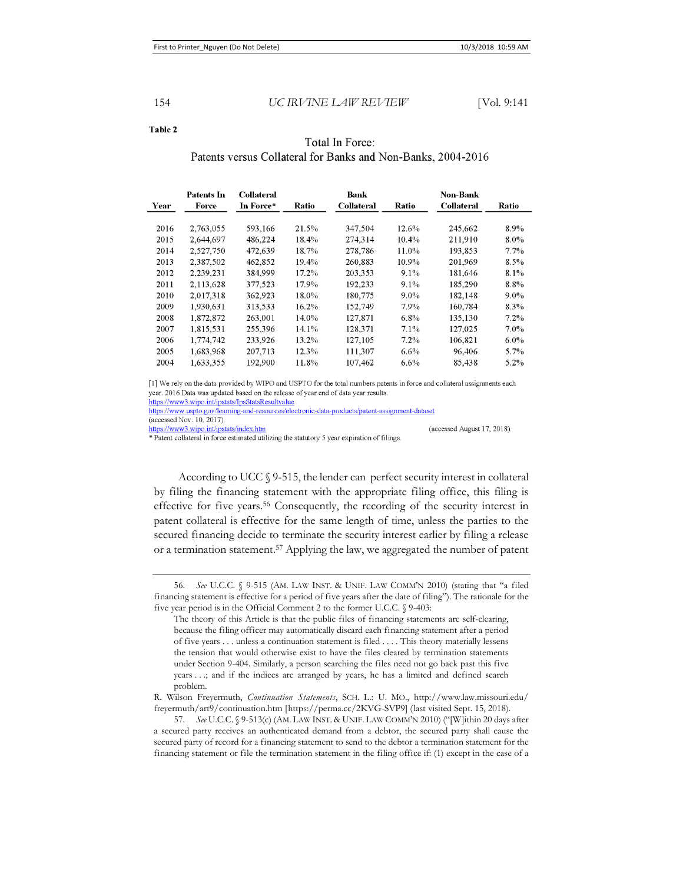**Table 2**

Total In Force:
Patents versus Collateral for Banks and Non-Banks, 2004-2016

| Year | Patents In Force | Collateral In Force* | Ratio | Bank Collateral | Ratio | Non-Bank Collateral | Ratio |
|---|---|---|---|---|---|---|---|
| 2016 | 2,763,055 | 593,166 | 21.5% | 347,504 | 12.6% | 245,662 | 8.9% |
| 2015 | 2,644,697 | 486,224 | 18.4% | 274,314 | 10.4% | 211,910 | 8.0% |
| 2014 | 2,527,750 | 472,639 | 18.7% | 278,786 | 11.0% | 193,853 | 7.7% |
| 2013 | 2,387,502 | 462,852 | 19.4% | 260,883 | 10.9% | 201,969 | 8.5% |
| 2012 | 2,239,231 | 384,999 | 17.2% | 203,353 | 9.1% | 181,646 | 8.1% |
| 2011 | 2,113,628 | 377,523 | 17.9% | 192,233 | 9.1% | 185,290 | 8.8% |
| 2010 | 2,017,318 | 362,923 | 18.0% | 180,775 | 9.0% | 182,148 | 9.0% |
| 2009 | 1,930,631 | 313,533 | 16.2% | 152,749 | 7.9% | 160,784 | 8.3% |
| 2008 | 1,872,872 | 263,001 | 14.0% | 127,871 | 6.8% | 135,130 | 7.2% |
| 2007 | 1,815,531 | 255,396 | 14.1% | 128,371 | 7.1% | 127,025 | 7.0% |
| 2006 | 1,774,742 | 233,926 | 13.2% | 127,105 | 7.2% | 106,821 | 6.0% |
| 2005 | 1,683,968 | 207,713 | 12.3% | 111,307 | 6.6% | 96,406 | 5.7% |
| 2004 | 1,633,355 | 192,900 | 11.8% | 107,462 | 6.6% | 85,438 | 5.2% |

[1] We rely on the data provided by WIPO and USPTO for the total numbers patents in force and collateral assignments each year. 2016 Data was updated based on the release of year end of data year results.
https://www3.wipo.int/ipstats/IpsStatsResultvalue
https://www.uspto.gov/learning-and-resources/electronic-data-products/patent-assignment-dataset
(accessed Nov. 10, 2017).
https://www3.wipo.int/ipstats/index.htm (accessed August 17, 2018).
* Patent collateral in force estimated utilizing the statutory 5 year expiration of filings.

According to UCC § 9-515, the lender can perfect security interest in collateral by filing the financing statement with the appropriate filing office, this filing is effective for five years.[56] Consequently, the recording of the security interest in patent collateral is effective for the same length of time, unless the parties to the secured financing decide to terminate the security interest earlier by filing a release or a termination statement.[57] Applying the law, we aggregated the number of patent

---

56. *See* U.C.C. § 9-515 (AM. LAW INST. & UNIF. LAW COMM'N 2010) (stating that "a filed financing statement is effective for a period of five years after the date of filing"). The rationale for the five year period is in the Official Comment 2 to the former U.C.C. § 9-403:

> The theory of this Article is that the public files of financing statements are self-clearing, because the filing officer may automatically discard each financing statement after a period of five years . . . unless a continuation statement is filed . . . . This theory materially lessens the tension that would otherwise exist to have the files cleared by termination statements under Section 9-404. Similarly, a person searching the files need not go back past this five years . . .; and if the indices are arranged by years, he has a limited and defined search problem.

R. Wilson Freyermuth, *Continuation Statements*, SCH. L.: U. MO., http://www.law.missouri.edu/freyermuth/art9/continuation.htm [https://perma.cc/2KVG-SVP9] (last visited Sept. 15, 2018).

57. *See* U.C.C. § 9-513(c) (AM. LAW INST. & UNIF. LAW COMM'N 2010) ("[W]ithin 20 days after a secured party receives an authenticated demand from a debtor, the secured party shall cause the secured party of record for a financing statement to send to the debtor a termination statement for the financing statement or file the termination statement in the filing office if: (1) except in the case of a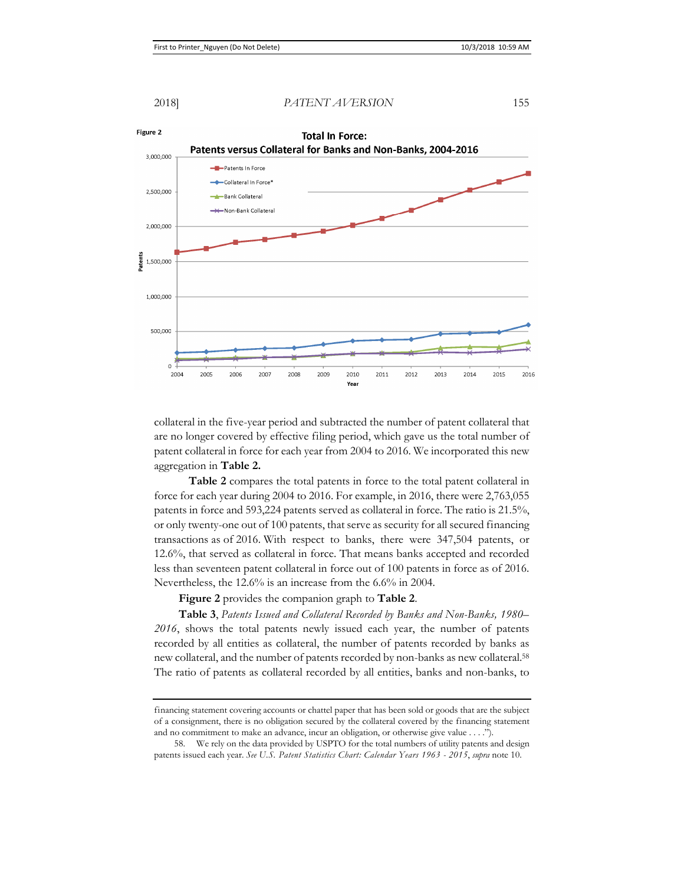Figure 2

collateral in the five-year period and subtracted the number of patent collateral that are no longer covered by effective filing period, which gave us the total number of patent collateral in force for each year from 2004 to 2016. We incorporated this new aggregation in **Table 2.**

**Table 2** compares the total patents in force to the total patent collateral in force for each year during 2004 to 2016. For example, in 2016, there were 2,763,055 patents in force and 593,224 patents served as collateral in force. The ratio is 21.5%, or only twenty-one out of 100 patents, that serve as security for all secured financing transactions as of 2016. With respect to banks, there were 347,504 patents, or 12.6%, that served as collateral in force. That means banks accepted and recorded less than seventeen patent collateral in force out of 100 patents in force as of 2016. Nevertheless, the 12.6% is an increase from the 6.6% in 2004.

**Figure 2** provides the companion graph to **Table 2**.

**Table 3**, *Patents Issued and Collateral Recorded by Banks and Non-Banks, 1980–2016*, shows the total patents newly issued each year, the number of patents recorded by all entities as collateral, the number of patents recorded by banks as new collateral, and the number of patents recorded by non-banks as new collateral.[58] The ratio of patents as collateral recorded by all entities, banks and non-banks, to

financing statement covering accounts or chattel paper that has been sold or goods that are the subject of a consignment, there is no obligation secured by the collateral covered by the financing statement and no commitment to make an advance, incur an obligation, or otherwise give value . . . .").

58. We rely on the data provided by USPTO for the total numbers of utility patents and design patents issued each year. *See U.S. Patent Statistics Chart: Calendar Years 1963 - 2015*, *supra* note 10.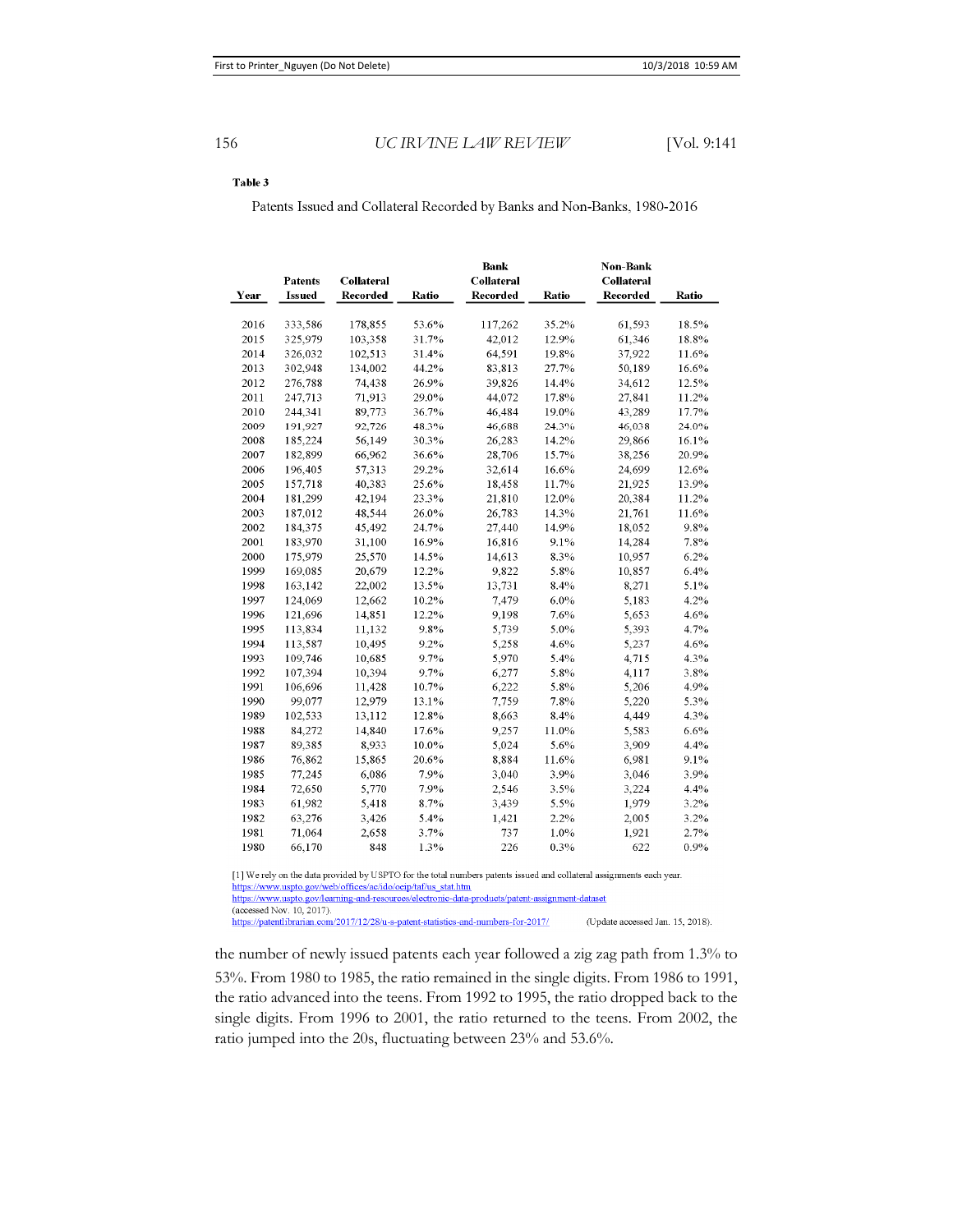**Table 3**

Patents Issued and Collateral Recorded by Banks and Non-Banks, 1980-2016

| Year | Patents Issued | Collateral Recorded | Ratio | Bank Collateral Recorded | Ratio | Non-Bank Collateral Recorded | Ratio |
|---|---|---|---|---|---|---|---|
| 2016 | 333,586 | 178,855 | 53.6% | 117,262 | 35.2% | 61,593 | 18.5% |
| 2015 | 325,979 | 103,358 | 31.7% | 42,012 | 12.9% | 61,346 | 18.8% |
| 2014 | 326,032 | 102,513 | 31.4% | 64,591 | 19.8% | 37,922 | 11.6% |
| 2013 | 302,948 | 134,002 | 44.2% | 83,813 | 27.7% | 50,189 | 16.6% |
| 2012 | 276,788 | 74,438 | 26.9% | 39,826 | 14.4% | 34,612 | 12.5% |
| 2011 | 247,713 | 71,913 | 29.0% | 44,072 | 17.8% | 27,841 | 11.2% |
| 2010 | 244,341 | 89,773 | 36.7% | 46,484 | 19.0% | 43,289 | 17.7% |
| 2009 | 191,927 | 92,726 | 48.3% | 46,688 | 24.3% | 46,038 | 24.0% |
| 2008 | 185,224 | 56,149 | 30.3% | 26,283 | 14.2% | 29,866 | 16.1% |
| 2007 | 182,899 | 66,962 | 36.6% | 28,706 | 15.7% | 38,256 | 20.9% |
| 2006 | 196,405 | 57,313 | 29.2% | 32,614 | 16.6% | 24,699 | 12.6% |
| 2005 | 157,718 | 40,383 | 25.6% | 18,458 | 11.7% | 21,925 | 13.9% |
| 2004 | 181,299 | 42,194 | 23.3% | 21,810 | 12.0% | 20,384 | 11.2% |
| 2003 | 187,012 | 48,544 | 26.0% | 26,783 | 14.3% | 21,761 | 11.6% |
| 2002 | 184,375 | 45,492 | 24.7% | 27,440 | 14.9% | 18,052 | 9.8% |
| 2001 | 183,970 | 31,100 | 16.9% | 16,816 | 9.1% | 14,284 | 7.8% |
| 2000 | 175,979 | 25,570 | 14.5% | 14,613 | 8.3% | 10,957 | 6.2% |
| 1999 | 169,085 | 20,679 | 12.2% | 9,822 | 5.8% | 10,857 | 6.4% |
| 1998 | 163,142 | 22,002 | 13.5% | 13,731 | 8.4% | 8,271 | 5.1% |
| 1997 | 124,069 | 12,662 | 10.2% | 7,479 | 6.0% | 5,183 | 4.2% |
| 1996 | 121,696 | 14,851 | 12.2% | 9,198 | 7.6% | 5,653 | 4.6% |
| 1995 | 113,834 | 11,132 | 9.8% | 5,739 | 5.0% | 5,393 | 4.7% |
| 1994 | 113,587 | 10,495 | 9.2% | 5,258 | 4.6% | 5,237 | 4.6% |
| 1993 | 109,746 | 10,685 | 9.7% | 5,970 | 5.4% | 4,715 | 4.3% |
| 1992 | 107,394 | 10,394 | 9.7% | 6,277 | 5.8% | 4,117 | 3.8% |
| 1991 | 106,696 | 11,428 | 10.7% | 6,222 | 5.8% | 5,206 | 4.9% |
| 1990 | 99,077 | 12,979 | 13.1% | 7,759 | 7.8% | 5,220 | 5.3% |
| 1989 | 102,533 | 13,112 | 12.8% | 8,663 | 8.4% | 4,449 | 4.3% |
| 1988 | 84,272 | 14,840 | 17.6% | 9,257 | 11.0% | 5,583 | 6.6% |
| 1987 | 89,385 | 8,933 | 10.0% | 5,024 | 5.6% | 3,909 | 4.4% |
| 1986 | 76,862 | 15,865 | 20.6% | 8,884 | 11.6% | 6,981 | 9.1% |
| 1985 | 77,245 | 6,086 | 7.9% | 3,040 | 3.9% | 3,046 | 3.9% |
| 1984 | 72,650 | 5,770 | 7.9% | 2,546 | 3.5% | 3,224 | 4.4% |
| 1983 | 61,982 | 5,418 | 8.7% | 3,439 | 5.5% | 1,979 | 3.2% |
| 1982 | 63,276 | 3,426 | 5.4% | 1,421 | 2.2% | 2,005 | 3.2% |
| 1981 | 71,064 | 2,658 | 3.7% | 737 | 1.0% | 1,921 | 2.7% |
| 1980 | 66,170 | 848 | 1.3% | 226 | 0.3% | 622 | 0.9% |

[1] We rely on the data provided by USPTO for the total numbers patents issued and collateral assignments each year.
https://www.uspto.gov/web/offices/ac/ido/oeip/taf/us_stat.htm
https://www.uspto.gov/learning-and-resources/electronic-data-products/patent-assignment-dataset
(accessed Nov. 10, 2017).
https://patentlibrarian.com/2017/12/28/u-s-patent-statistics-and-numbers-for-2017/ (Update accessed Jan. 15, 2018).

the number of newly issued patents each year followed a zig zag path from 1.3% to 53%. From 1980 to 1985, the ratio remained in the single digits. From 1986 to 1991, the ratio advanced into the teens. From 1992 to 1995, the ratio dropped back to the single digits. From 1996 to 2001, the ratio returned to the teens. From 2002, the ratio jumped into the 20s, fluctuating between 23% and 53.6%.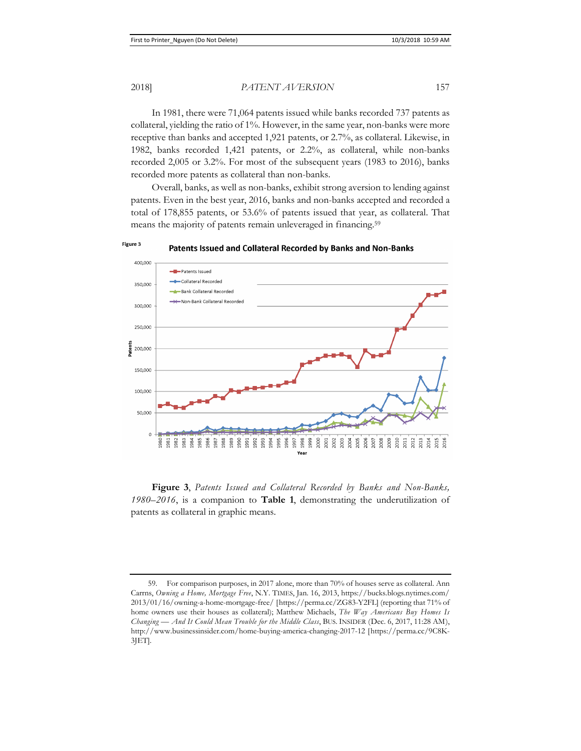In 1981, there were 71,064 patents issued while banks recorded 737 patents as collateral, yielding the ratio of 1%. However, in the same year, non-banks were more receptive than banks and accepted 1,921 patents, or 2.7%, as collateral. Likewise, in 1982, banks recorded 1,421 patents, or 2.2%, as collateral, while non-banks recorded 2,005 or 3.2%. For most of the subsequent years (1983 to 2016), banks recorded more patents as collateral than non-banks.

Overall, banks, as well as non-banks, exhibit strong aversion to lending against patents. Even in the best year, 2016, banks and non-banks accepted and recorded a total of 178,855 patents, or 53.6% of patents issued that year, as collateral. That means the majority of patents remain unleveraged in financing.[59]

**Figure 3**

**Figure 3**, *Patents Issued and Collateral Recorded by Banks and Non-Banks, 1980–2016*, is a companion to **Table 1**, demonstrating the underutilization of patents as collateral in graphic means.

---

59. For comparison purposes, in 2017 alone, more than 70% of houses serve as collateral. Ann Carrns, *Owning a Home, Mortgage Free*, N.Y. TIMES, Jan. 16, 2013, https://bucks.blogs.nytimes.com/2013/01/16/owning-a-home-mortgage-free/ [https://perma.cc/ZG83-Y2FL] (reporting that 71% of home owners use their houses as collateral); Matthew Michaels, *The Way Americans Buy Homes Is Changing — And It Could Mean Trouble for the Middle Class*, BUS. INSIDER (Dec. 6, 2017, 11:28 AM), http://www.businessinsider.com/home-buying-america-changing-2017-12 [https://perma.cc/9C8K-3JET].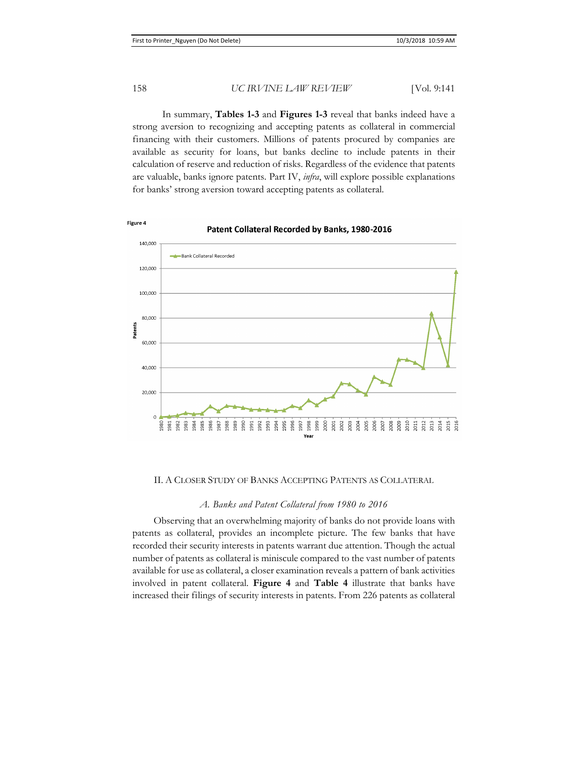In summary, **Tables 1-3** and **Figures 1-3** reveal that banks indeed have a strong aversion to recognizing and accepting patents as collateral in commercial financing with their customers. Millions of patents procured by companies are available as security for loans, but banks decline to include patents in their calculation of reserve and reduction of risks. Regardless of the evidence that patents are valuable, banks ignore patents. Part IV, *infra*, will explore possible explanations for banks' strong aversion toward accepting patents as collateral.

Figure 4

Patent Collateral Recorded by Banks, 1980-2016

## II. A Closer Study of Banks Accepting Patents as Collateral

### *A. Banks and Patent Collateral from 1980 to 2016*

Observing that an overwhelming majority of banks do not provide loans with patents as collateral, provides an incomplete picture. The few banks that have recorded their security interests in patents warrant due attention. Though the actual number of patents as collateral is miniscule compared to the vast number of patents available for use as collateral, a closer examination reveals a pattern of bank activities involved in patent collateral. **Figure 4** and **Table 4** illustrate that banks have increased their filings of security interests in patents. From 226 patents as collateral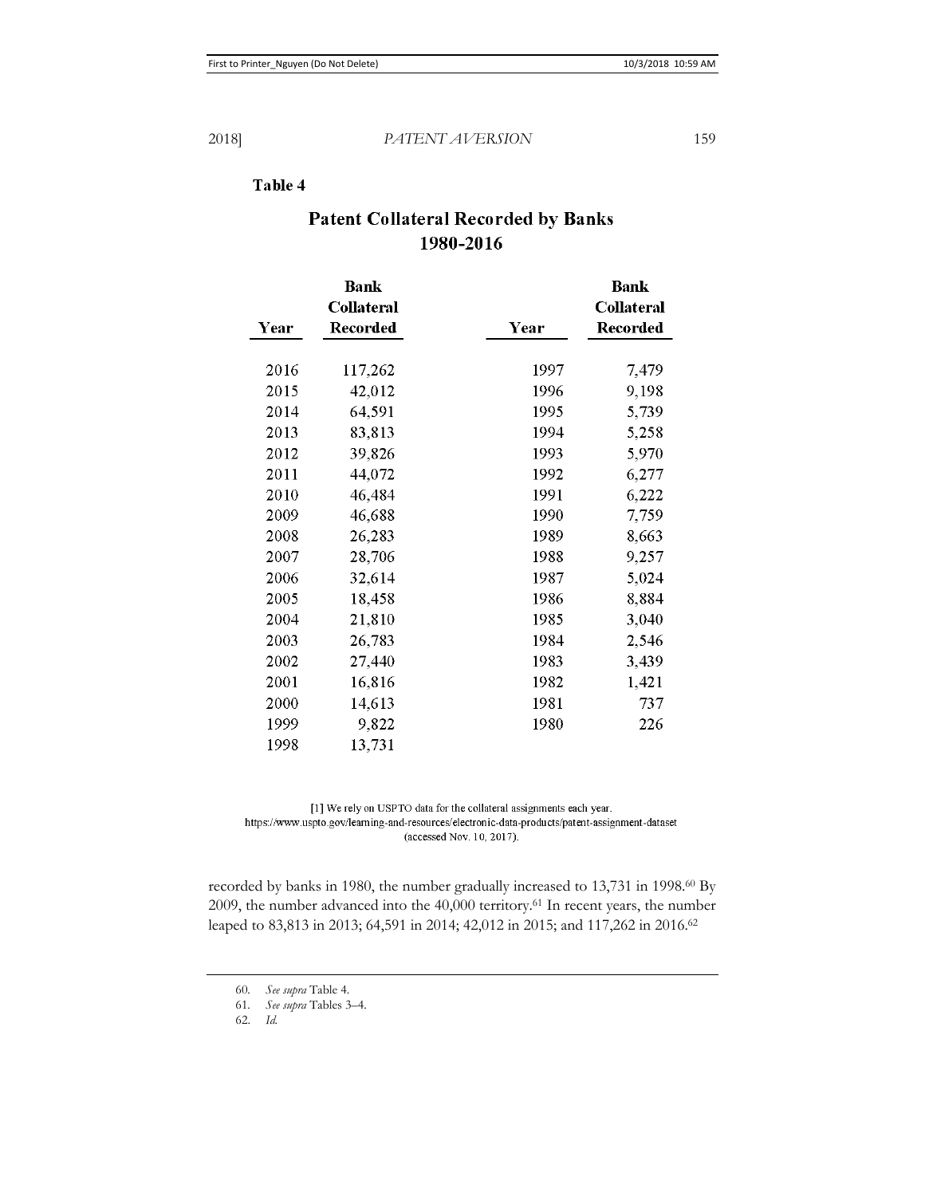**Table 4**

**Patent Collateral Recorded by Banks 1980-2016**

| Year | Bank Collateral Recorded | Year | Bank Collateral Recorded |
|---|---|---|---|
| 2016 | 117,262 | 1997 | 7,479 |
| 2015 | 42,012 | 1996 | 9,198 |
| 2014 | 64,591 | 1995 | 5,739 |
| 2013 | 83,813 | 1994 | 5,258 |
| 2012 | 39,826 | 1993 | 5,970 |
| 2011 | 44,072 | 1992 | 6,277 |
| 2010 | 46,484 | 1991 | 6,222 |
| 2009 | 46,688 | 1990 | 7,759 |
| 2008 | 26,283 | 1989 | 8,663 |
| 2007 | 28,706 | 1988 | 9,257 |
| 2006 | 32,614 | 1987 | 5,024 |
| 2005 | 18,458 | 1986 | 8,884 |
| 2004 | 21,810 | 1985 | 3,040 |
| 2003 | 26,783 | 1984 | 2,546 |
| 2002 | 27,440 | 1983 | 3,439 |
| 2001 | 16,816 | 1982 | 1,421 |
| 2000 | 14,613 | 1981 | 737 |
| 1999 | 9,822 | 1980 | 226 |
| 1998 | 13,731 | | |

[1] We rely on USPTO data for the collateral assignments each year. https://www.uspto.gov/learning-and-resources/electronic-data-products/patent-assignment-dataset (accessed Nov. 10, 2017).

recorded by banks in 1980, the number gradually increased to 13,731 in 1998.[60] By 2009, the number advanced into the 40,000 territory.[61] In recent years, the number leaped to 83,813 in 2013; 64,591 in 2014; 42,012 in 2015; and 117,262 in 2016.[62]

60. *See supra* Table 4.

61. *See supra* Tables 3–4.

62. *Id.*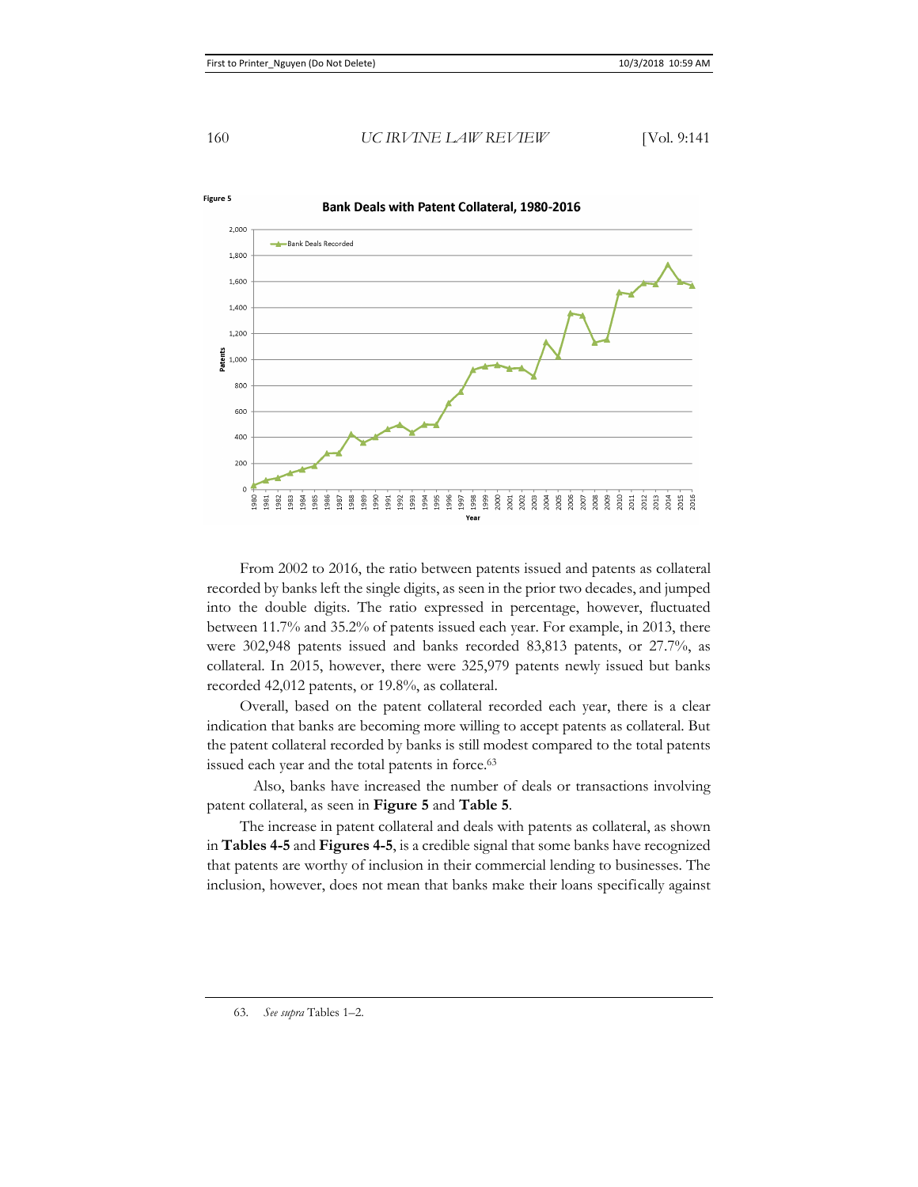Figure 5

**Bank Deals with Patent Collateral, 1980-2016**

From 2002 to 2016, the ratio between patents issued and patents as collateral recorded by banks left the single digits, as seen in the prior two decades, and jumped into the double digits. The ratio expressed in percentage, however, fluctuated between 11.7% and 35.2% of patents issued each year. For example, in 2013, there were 302,948 patents issued and banks recorded 83,813 patents, or 27.7%, as collateral. In 2015, however, there were 325,979 patents newly issued but banks recorded 42,012 patents, or 19.8%, as collateral.

Overall, based on the patent collateral recorded each year, there is a clear indication that banks are becoming more willing to accept patents as collateral. But the patent collateral recorded by banks is still modest compared to the total patents issued each year and the total patents in force.[63]

Also, banks have increased the number of deals or transactions involving patent collateral, as seen in **Figure 5** and **Table 5**.

The increase in patent collateral and deals with patents as collateral, as shown in **Tables 4-5** and **Figures 4-5**, is a credible signal that some banks have recognized that patents are worthy of inclusion in their commercial lending to businesses. The inclusion, however, does not mean that banks make their loans specifically against

63. *See supra* Tables 1–2.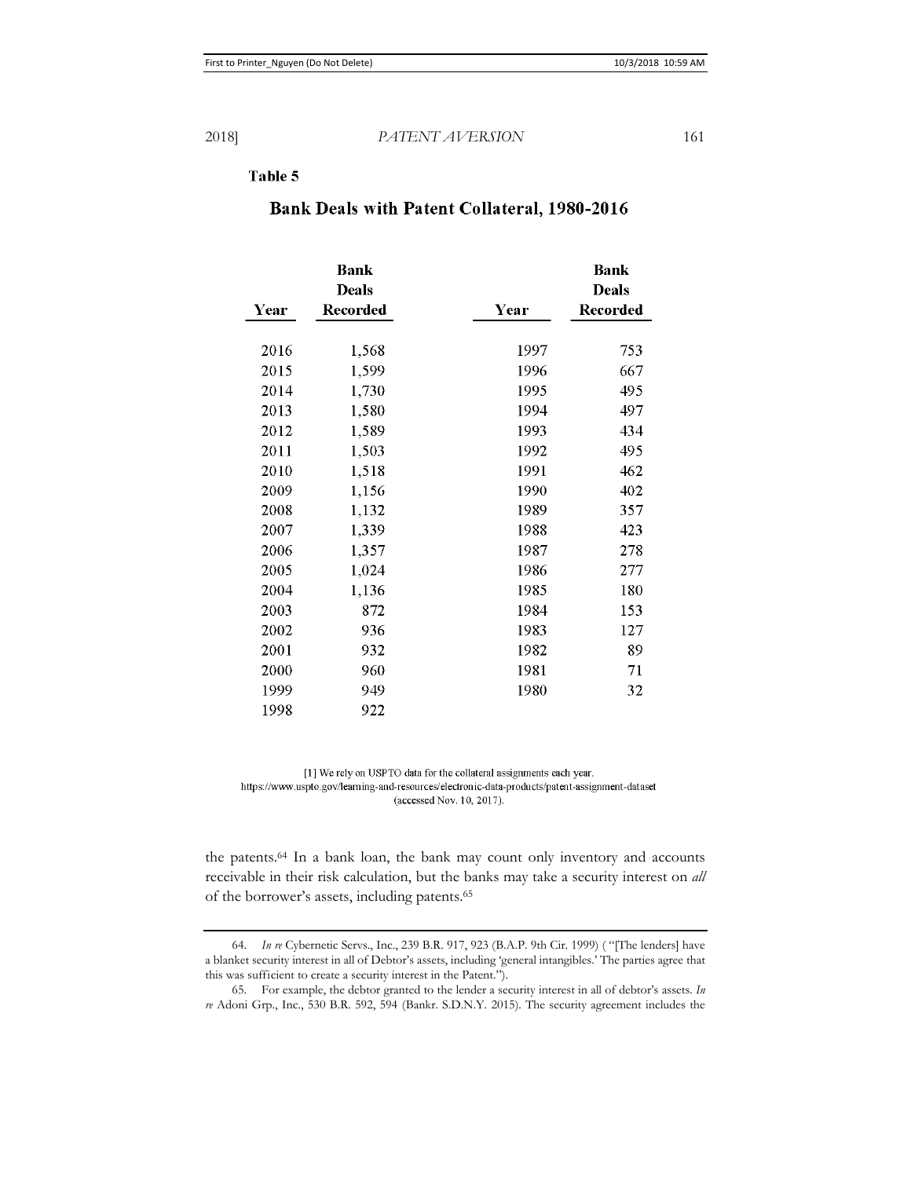**Table 5**

**Bank Deals with Patent Collateral, 1980-2016**

| Year | Bank Deals Recorded | Year | Bank Deals Recorded |
|---|---|---|---|
| 2016 | 1,568 | 1997 | 753 |
| 2015 | 1,599 | 1996 | 667 |
| 2014 | 1,730 | 1995 | 495 |
| 2013 | 1,580 | 1994 | 497 |
| 2012 | 1,589 | 1993 | 434 |
| 2011 | 1,503 | 1992 | 495 |
| 2010 | 1,518 | 1991 | 462 |
| 2009 | 1,156 | 1990 | 402 |
| 2008 | 1,132 | 1989 | 357 |
| 2007 | 1,339 | 1988 | 423 |
| 2006 | 1,357 | 1987 | 278 |
| 2005 | 1,024 | 1986 | 277 |
| 2004 | 1,136 | 1985 | 180 |
| 2003 | 872 | 1984 | 153 |
| 2002 | 936 | 1983 | 127 |
| 2001 | 932 | 1982 | 89 |
| 2000 | 960 | 1981 | 71 |
| 1999 | 949 | 1980 | 32 |
| 1998 | 922 | | |

[1] We rely on USPTO data for the collateral assignments each year. https://www.uspto.gov/learning-and-resources/electronic-data-products/patent-assignment-dataset (accessed Nov. 10, 2017).

the patents.[64] In a bank loan, the bank may count only inventory and accounts receivable in their risk calculation, but the banks may take a security interest on *all* of the borrower's assets, including patents.[65]

64. *In re* Cybernetic Servs., Inc., 239 B.R. 917, 923 (B.A.P. 9th Cir. 1999) ( "[The lenders] have a blanket security interest in all of Debtor's assets, including 'general intangibles.' The parties agree that this was sufficient to create a security interest in the Patent.").

65. For example, the debtor granted to the lender a security interest in all of debtor's assets. *In re* Adoni Grp., Inc., 530 B.R. 592, 594 (Bankr. S.D.N.Y. 2015). The security agreement includes the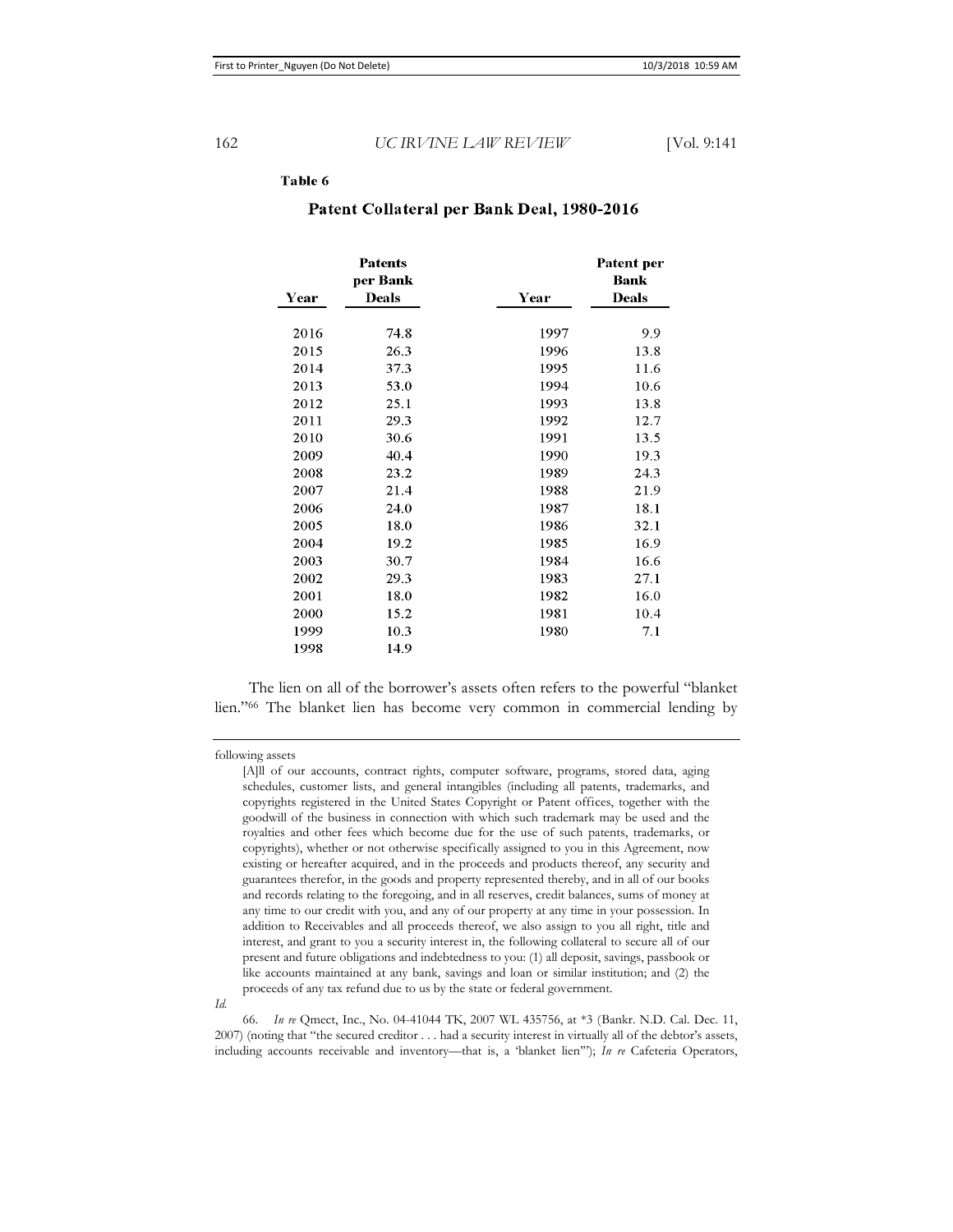**Table 6**

**Patent Collateral per Bank Deal, 1980-2016**

| Year | Patents per Bank Deals | Year | Patent per Bank Deals |
|---|---|---|---|
| 2016 | 74.8 | 1997 | 9.9 |
| 2015 | 26.3 | 1996 | 13.8 |
| 2014 | 37.3 | 1995 | 11.6 |
| 2013 | 53.0 | 1994 | 10.6 |
| 2012 | 25.1 | 1993 | 13.8 |
| 2011 | 29.3 | 1992 | 12.7 |
| 2010 | 30.6 | 1991 | 13.5 |
| 2009 | 40.4 | 1990 | 19.3 |
| 2008 | 23.2 | 1989 | 24.3 |
| 2007 | 21.4 | 1988 | 21.9 |
| 2006 | 24.0 | 1987 | 18.1 |
| 2005 | 18.0 | 1986 | 32.1 |
| 2004 | 19.2 | 1985 | 16.9 |
| 2003 | 30.7 | 1984 | 16.6 |
| 2002 | 29.3 | 1983 | 27.1 |
| 2001 | 18.0 | 1982 | 16.0 |
| 2000 | 15.2 | 1981 | 10.4 |
| 1999 | 10.3 | 1980 | 7.1 |
| 1998 | 14.9 | | |

The lien on all of the borrower's assets often refers to the powerful "blanket lien."[66] The blanket lien has become very common in commercial lending by

---

following assets

> [A]ll of our accounts, contract rights, computer software, programs, stored data, aging schedules, customer lists, and general intangibles (including all patents, trademarks, and copyrights registered in the United States Copyright or Patent offices, together with the goodwill of the business in connection with which such trademark may be used and the royalties and other fees which become due for the use of such patents, trademarks, or copyrights), whether or not otherwise specifically assigned to you in this Agreement, now existing or hereafter acquired, and in the proceeds and products thereof, any security and guarantees therefor, in the goods and property represented thereby, and in all of our books and records relating to the foregoing, and in all reserves, credit balances, sums of money at any time to our credit with you, and any of our property at any time in your possession. In addition to Receivables and all proceeds thereof, we also assign to you all right, title and interest, and grant to you a security interest in, the following collateral to secure all of our present and future obligations and indebtedness to you: (1) all deposit, savings, passbook or like accounts maintained at any bank, savings and loan or similar institution; and (2) the proceeds of any tax refund due to us by the state or federal government.

*Id.*

66. *In re* Qmect, Inc., No. 04-41044 TK, 2007 WL 435756, at \*3 (Bankr. N.D. Cal. Dec. 11, 2007) (noting that "the secured creditor . . . had a security interest in virtually all of the debtor's assets, including accounts receivable and inventory—that is, a 'blanket lien'"); *In re* Cafeteria Operators,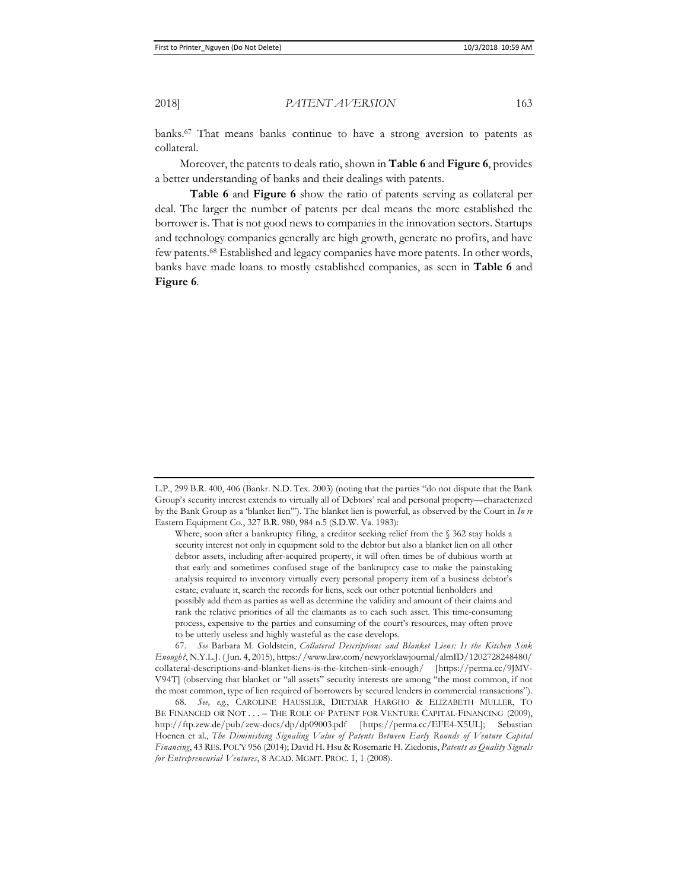banks.[67] That means banks continue to have a strong aversion to patents as collateral.

Moreover, the patents to deals ratio, shown in **Table 6** and **Figure 6**, provides a better understanding of banks and their dealings with patents.

**Table 6** and **Figure 6** show the ratio of patents serving as collateral per deal. The larger the number of patents per deal means the more established the borrower is. That is not good news to companies in the innovation sectors. Startups and technology companies generally are high growth, generate no profits, and have few patents.[68] Established and legacy companies have more patents. In other words, banks have made loans to mostly established companies, as seen in **Table 6** and **Figure 6**.

---

L.P., 299 B.R. 400, 406 (Bankr. N.D. Tex. 2003) (noting that the parties "do not dispute that the Bank Group's security interest extends to virtually all of Debtors' real and personal property—characterized by the Bank Group as a 'blanket lien'"). The blanket lien is powerful, as observed by the Court in *In re* Eastern Equipment Co., 327 B.R. 980, 984 n.5 (S.D.W. Va. 1983):

> Where, soon after a bankruptcy filing, a creditor seeking relief from the § 362 stay holds a security interest not only in equipment sold to the debtor but also a blanket lien on all other debtor assets, including after-acquired property, it will often times be of dubious worth at that early and sometimes confused stage of the bankruptcy case to make the painstaking analysis required to inventory virtually every personal property item of a business debtor's estate, evaluate it, search the records for liens, seek out other potential lienholders and possibly add them as parties as well as determine the validity and amount of their claims and rank the relative priorities of all the claimants as to each such asset. This time-consuming process, expensive to the parties and consuming of the court's resources, may often prove to be utterly useless and highly wasteful as the case develops.

67. *See* Barbara M. Goldstein, *Collateral Descriptions and Blanket Liens: Is the Kitchen Sink Enough?*, N.Y.L.J. (Jun. 4, 2015), https://www.law.com/newyorklawjournal/almID/1202728248480/collateral-descriptions-and-blanket-liens-is-the-kitchen-sink-enough/ [https://perma.cc/9JMV-V94T] (observing that blanket or "all assets" security interests are among "the most common, if not the most common, type of lien required of borrowers by secured lenders in commercial transactions").

68. *See, e.g.*, CAROLINE HAUSSLER, DIETMAR HARGHO & ELIZABETH MULLER, TO BE FINANCED OR NOT . . . – THE ROLE OF PATENT FOR VENTURE CAPITAL-FINANCING (2009), http://ftp.zew.de/pub/zew-docs/dp/dp09003.pdf [https://perma.cc/EFE4-X5UL]; Sebastian Hoenen et al., *The Diminishing Signaling Value of Patents Between Early Rounds of Venture Capital Financing*, 43 RES. POL'Y 956 (2014); David H. Hsu & Rosemarie H. Ziedonis, *Patents as Quality Signals for Entrepreneurial Ventures*, 8 ACAD. MGMT. PROC. 1, 1 (2008).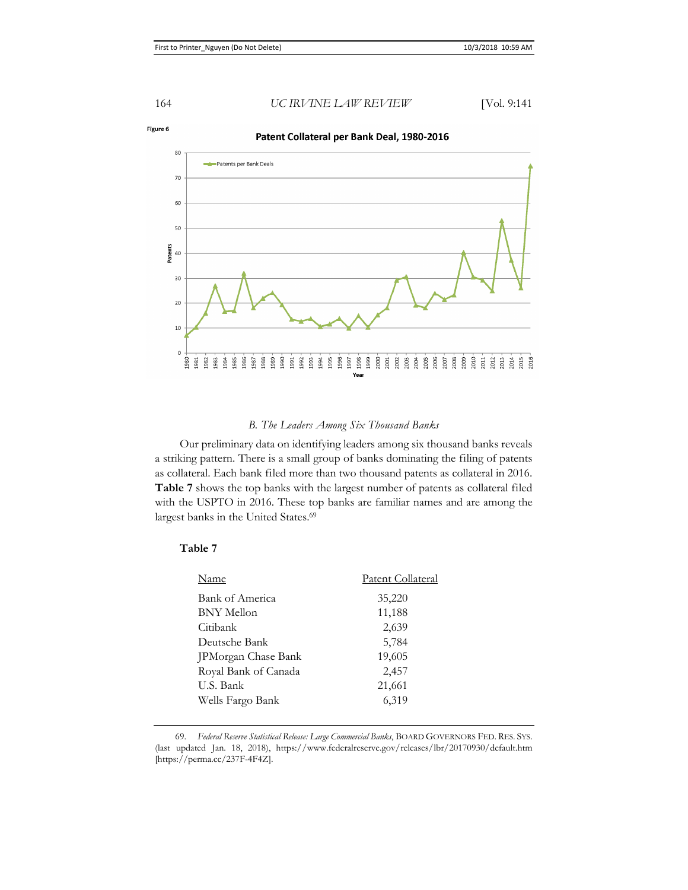Figure 6

**Patent Collateral per Bank Deal, 1980-2016**

### B. *The Leaders Among Six Thousand Banks*

Our preliminary data on identifying leaders among six thousand banks reveals a striking pattern. There is a small group of banks dominating the filing of patents as collateral. Each bank filed more than two thousand patents as collateral in 2016. **Table 7** shows the top banks with the largest number of patents as collateral filed with the USPTO in 2016. These top banks are familiar names and are among the largest banks in the United States.[69]

**Table 7**

| Name | Patent Collateral |
|---|---|
| Bank of America | 35,220 |
| BNY Mellon | 11,188 |
| Citibank | 2,639 |
| Deutsche Bank | 5,784 |
| JPMorgan Chase Bank | 19,605 |
| Royal Bank of Canada | 2,457 |
| U.S. Bank | 21,661 |
| Wells Fargo Bank | 6,319 |

69. *Federal Reserve Statistical Release: Large Commercial Banks*, BOARD GOVERNORS FED. RES. SYS. (last updated Jan. 18, 2018), https://www.federalreserve.gov/releases/lbr/20170930/default.htm [https://perma.cc/237F-4F4Z].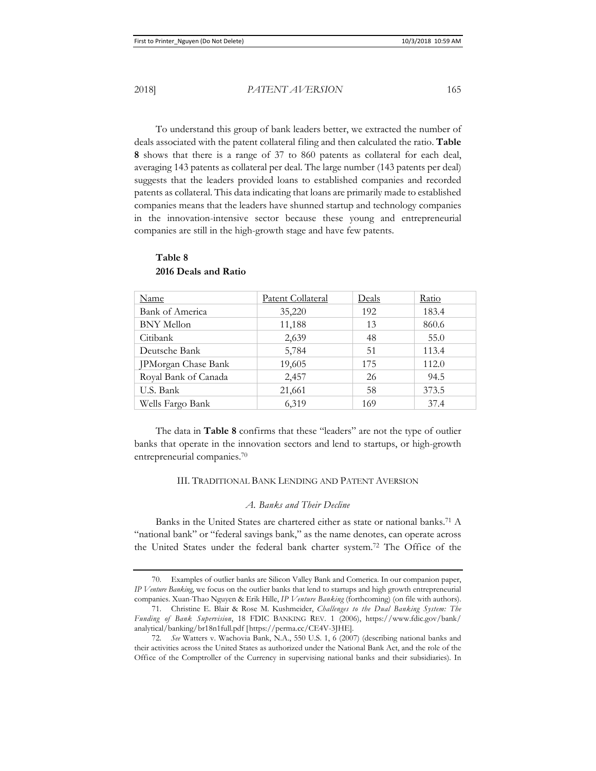To understand this group of bank leaders better, we extracted the number of deals associated with the patent collateral filing and then calculated the ratio. **Table 8** shows that there is a range of 37 to 860 patents as collateral for each deal, averaging 143 patents as collateral per deal. The large number (143 patents per deal) suggests that the leaders provided loans to established companies and recorded patents as collateral. This data indicating that loans are primarily made to established companies means that the leaders have shunned startup and technology companies in the innovation-intensive sector because these young and entrepreneurial companies are still in the high-growth stage and have few patents.

**Table 8**
**2016 Deals and Ratio**

| Name | Patent Collateral | Deals | Ratio |
|---|---|---|---|
| Bank of America | 35,220 | 192 | 183.4 |
| BNY Mellon | 11,188 | 13 | 860.6 |
| Citibank | 2,639 | 48 | 55.0 |
| Deutsche Bank | 5,784 | 51 | 113.4 |
| JPMorgan Chase Bank | 19,605 | 175 | 112.0 |
| Royal Bank of Canada | 2,457 | 26 | 94.5 |
| U.S. Bank | 21,661 | 58 | 373.5 |
| Wells Fargo Bank | 6,319 | 169 | 37.4 |

The data in **Table 8** confirms that these "leaders" are not the type of outlier banks that operate in the innovation sectors and lend to startups, or high-growth entrepreneurial companies.[70]

## III. Traditional Bank Lending and Patent Aversion

### *A. Banks and Their Decline*

Banks in the United States are chartered either as state or national banks.[71] A "national bank" or "federal savings bank," as the name denotes, can operate across the United States under the federal bank charter system.[72] The Office of the

---

70. Examples of outlier banks are Silicon Valley Bank and Comerica. In our companion paper, *IP Venture Banking*, we focus on the outlier banks that lend to startups and high growth entrepreneurial companies. Xuan-Thao Nguyen & Erik Hille, *IP Venture Banking* (forthcoming) (on file with authors).

71. Christine E. Blair & Rose M. Kushmeider, *Challenges to the Dual Banking System: The Funding of Bank Supervision*, 18 FDIC BANKING REV. 1 (2006), https://www.fdic.gov/bank/analytical/banking/br18n1full.pdf [https://perma.cc/CE4V-3JHE].

72. *See* Watters v. Wachovia Bank, N.A., 550 U.S. 1, 6 (2007) (describing national banks and their activities across the United States as authorized under the National Bank Act, and the role of the Office of the Comptroller of the Currency in supervising national banks and their subsidiaries). In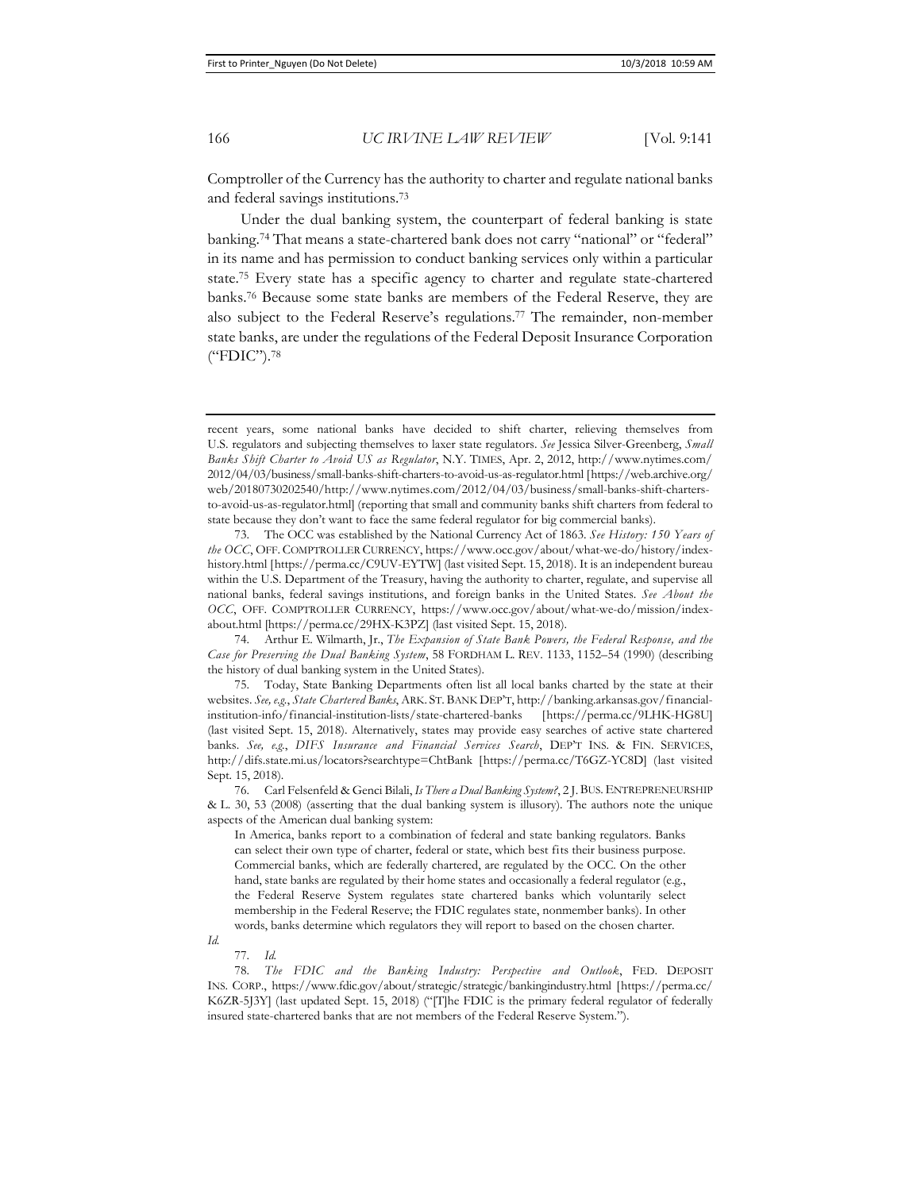Comptroller of the Currency has the authority to charter and regulate national banks and federal savings institutions.[73]

Under the dual banking system, the counterpart of federal banking is state banking.[74] That means a state-chartered bank does not carry "national" or "federal" in its name and has permission to conduct banking services only within a particular state.[75] Every state has a specific agency to charter and regulate state-chartered banks.[76] Because some state banks are members of the Federal Reserve, they are also subject to the Federal Reserve's regulations.[77] The remainder, non-member state banks, are under the regulations of the Federal Deposit Insurance Corporation ("FDIC").[78]

---

recent years, some national banks have decided to shift charter, relieving themselves from U.S. regulators and subjecting themselves to laxer state regulators. *See* Jessica Silver-Greenberg, *Small Banks Shift Charter to Avoid US as Regulator*, N.Y. TIMES, Apr. 2, 2012, http://www.nytimes.com/2012/04/03/business/small-banks-shift-charters-to-avoid-us-as-regulator.html [https://web.archive.org/web/20180730202540/http://www.nytimes.com/2012/04/03/business/small-banks-shift-charters-to-avoid-us-as-regulator.html] (reporting that small and community banks shift charters from federal to state because they don't want to face the same federal regulator for big commercial banks).

73. The OCC was established by the National Currency Act of 1863. *See History: 150 Years of the OCC*, OFF. COMPTROLLER CURRENCY, https://www.occ.gov/about/what-we-do/history/index-history.html [https://perma.cc/C9UV-EYTW] (last visited Sept. 15, 2018). It is an independent bureau within the U.S. Department of the Treasury, having the authority to charter, regulate, and supervise all national banks, federal savings institutions, and foreign banks in the United States. *See About the OCC*, OFF. COMPTROLLER CURRENCY, https://www.occ.gov/about/what-we-do/mission/index-about.html [https://perma.cc/29HX-K3PZ] (last visited Sept. 15, 2018).

74. Arthur E. Wilmarth, Jr., *The Expansion of State Bank Powers, the Federal Response, and the Case for Preserving the Dual Banking System*, 58 FORDHAM L. REV. 1133, 1152–54 (1990) (describing the history of dual banking system in the United States).

75. Today, State Banking Departments often list all local banks charted by the state at their websites. *See, e.g.*, *State Chartered Banks*, ARK. ST. BANK DEP'T, http://banking.arkansas.gov/financial-institution-info/financial-institution-lists/state-chartered-banks [https://perma.cc/9LHK-HG8U] (last visited Sept. 15, 2018). Alternatively, states may provide easy searches of active state chartered banks. *See, e.g.*, *DIFS Insurance and Financial Services Search*, DEP'T INS. & FIN. SERVICES, http://difs.state.mi.us/locators?searchtype=ChtBank [https://perma.cc/T6GZ-YC8D] (last visited Sept. 15, 2018).

76. Carl Felsenfeld & Genci Bilali, *Is There a Dual Banking System?*, 2 J. BUS. ENTREPRENEURSHIP & L. 30, 53 (2008) (asserting that the dual banking system is illusory). The authors note the unique aspects of the American dual banking system:

> In America, banks report to a combination of federal and state banking regulators. Banks can select their own type of charter, federal or state, which best fits their business purpose. Commercial banks, which are federally chartered, are regulated by the OCC. On the other hand, state banks are regulated by their home states and occasionally a federal regulator (e.g., the Federal Reserve System regulates state chartered banks which voluntarily select membership in the Federal Reserve; the FDIC regulates state, nonmember banks). In other words, banks determine which regulators they will report to based on the chosen charter.

*Id.*

77. *Id.*

78. *The FDIC and the Banking Industry: Perspective and Outlook*, FED. DEPOSIT INS. CORP., https://www.fdic.gov/about/strategic/strategic/bankingindustry.html [https://perma.cc/K6ZR-5J3Y] (last updated Sept. 15, 2018) ("[T]he FDIC is the primary federal regulator of federally insured state-chartered banks that are not members of the Federal Reserve System.").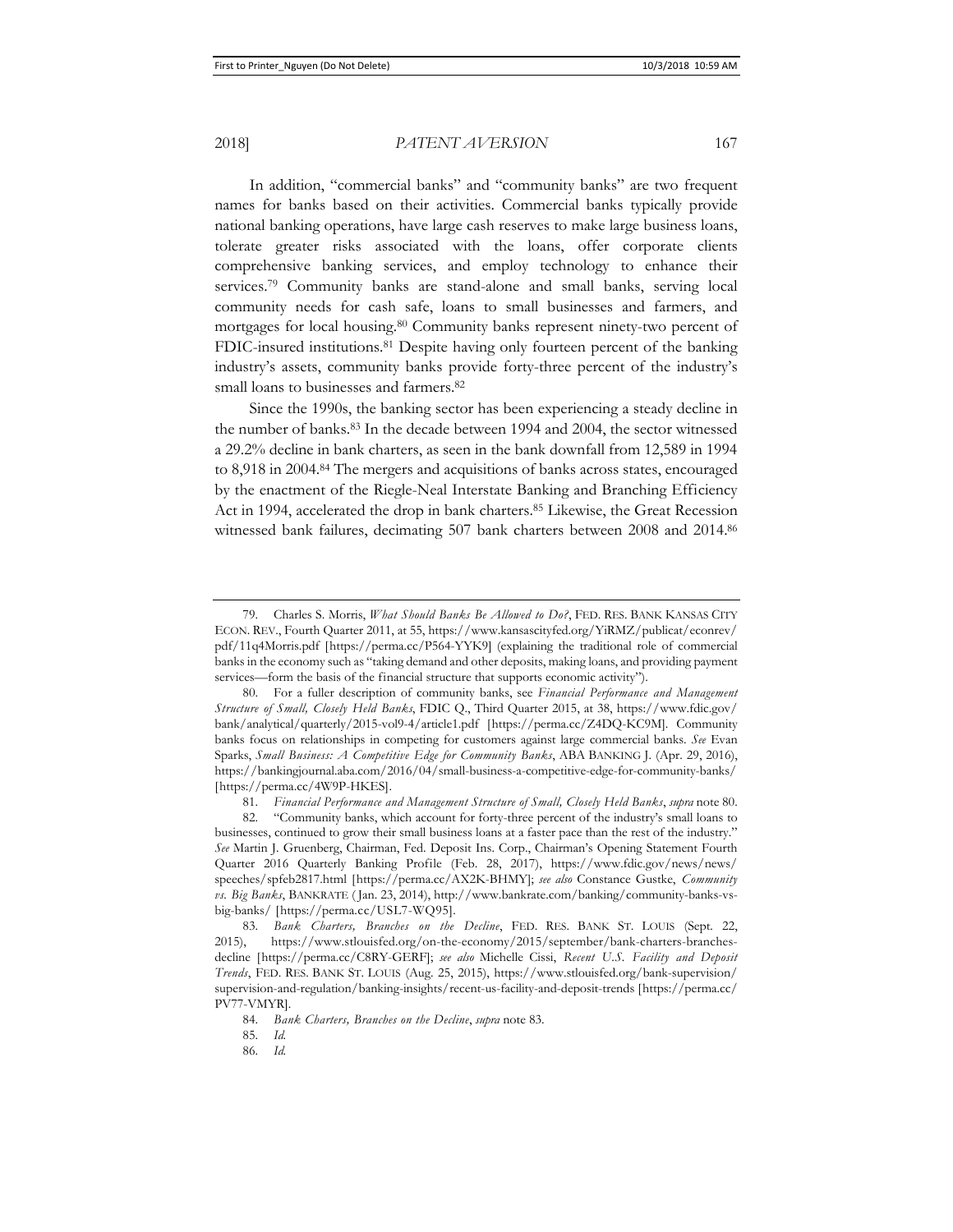In addition, "commercial banks" and "community banks" are two frequent names for banks based on their activities. Commercial banks typically provide national banking operations, have large cash reserves to make large business loans, tolerate greater risks associated with the loans, offer corporate clients comprehensive banking services, and employ technology to enhance their services.[79] Community banks are stand-alone and small banks, serving local community needs for cash safe, loans to small businesses and farmers, and mortgages for local housing.[80] Community banks represent ninety-two percent of FDIC-insured institutions.[81] Despite having only fourteen percent of the banking industry's assets, community banks provide forty-three percent of the industry's small loans to businesses and farmers.[82]

Since the 1990s, the banking sector has been experiencing a steady decline in the number of banks.[83] In the decade between 1994 and 2004, the sector witnessed a 29.2% decline in bank charters, as seen in the bank downfall from 12,589 in 1994 to 8,918 in 2004.[84] The mergers and acquisitions of banks across states, encouraged by the enactment of the Riegle-Neal Interstate Banking and Branching Efficiency Act in 1994, accelerated the drop in bank charters.[85] Likewise, the Great Recession witnessed bank failures, decimating 507 bank charters between 2008 and 2014.[86]

---

79. Charles S. Morris, *What Should Banks Be Allowed to Do?*, FED. RES. BANK KANSAS CITY ECON. REV., Fourth Quarter 2011, at 55, https://www.kansascityfed.org/YiRMZ/publicat/econrev/pdf/11q4Morris.pdf [https://perma.cc/P564-YYK9] (explaining the traditional role of commercial banks in the economy such as "taking demand and other deposits, making loans, and providing payment services—form the basis of the financial structure that supports economic activity").

80. For a fuller description of community banks, see *Financial Performance and Management Structure of Small, Closely Held Banks*, FDIC Q., Third Quarter 2015, at 38, https://www.fdic.gov/bank/analytical/quarterly/2015-vol9-4/article1.pdf [https://perma.cc/Z4DQ-KC9M]. Community banks focus on relationships in competing for customers against large commercial banks. *See* Evan Sparks, *Small Business: A Competitive Edge for Community Banks*, ABA BANKING J. (Apr. 29, 2016), https://bankingjournal.aba.com/2016/04/small-business-a-competitive-edge-for-community-banks/ [https://perma.cc/4W9P-HKES].

81. *Financial Performance and Management Structure of Small, Closely Held Banks*, *supra* note 80.

82. "Community banks, which account for forty-three percent of the industry's small loans to businesses, continued to grow their small business loans at a faster pace than the rest of the industry." *See* Martin J. Gruenberg, Chairman, Fed. Deposit Ins. Corp., Chairman's Opening Statement Fourth Quarter 2016 Quarterly Banking Profile (Feb. 28, 2017), https://www.fdic.gov/news/news/speeches/spfeb2817.html [https://perma.cc/AX2K-BHMY]; *see also* Constance Gustke, *Community vs. Big Banks*, BANKRATE (Jan. 23, 2014), http://www.bankrate.com/banking/community-banks-vs-big-banks/ [https://perma.cc/USL7-WQ95].

83. *Bank Charters, Branches on the Decline*, FED. RES. BANK ST. LOUIS (Sept. 22, 2015), https://www.stlouisfed.org/on-the-economy/2015/september/bank-charters-branches-decline [https://perma.cc/C8RY-GERF]; *see also* Michelle Cissi, *Recent U.S. Facility and Deposit Trends*, FED. RES. BANK ST. LOUIS (Aug. 25, 2015), https://www.stlouisfed.org/bank-supervision/supervision-and-regulation/banking-insights/recent-us-facility-and-deposit-trends [https://perma.cc/PV77-VMYR].

84. *Bank Charters, Branches on the Decline*, *supra* note 83.

85. *Id.*

86. *Id.*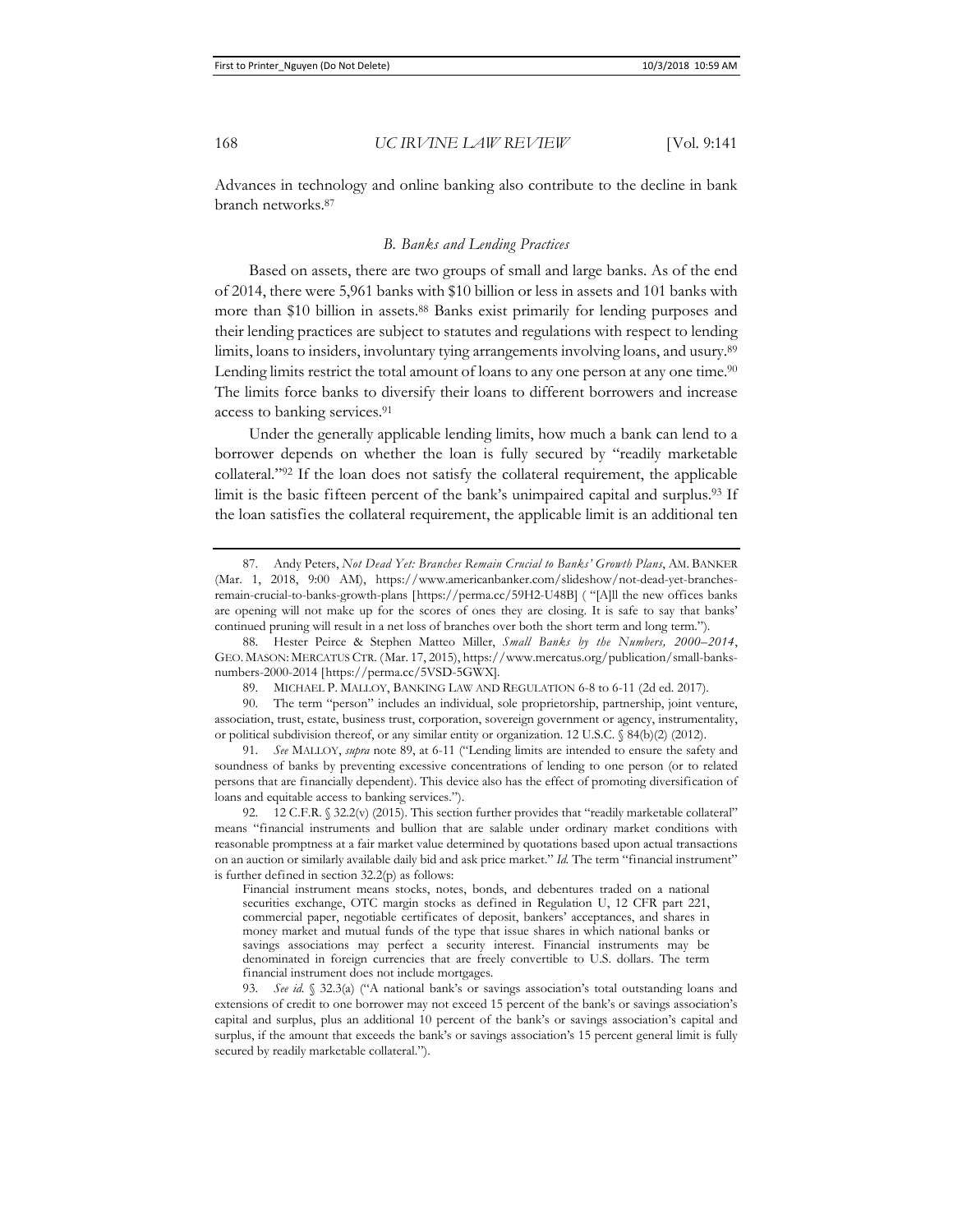Advances in technology and online banking also contribute to the decline in bank branch networks.[87]

### *B. Banks and Lending Practices*

Based on assets, there are two groups of small and large banks. As of the end of 2014, there were 5,961 banks with $10 billion or less in assets and 101 banks with more than $10 billion in assets.[88] Banks exist primarily for lending purposes and their lending practices are subject to statutes and regulations with respect to lending limits, loans to insiders, involuntary tying arrangements involving loans, and usury.[89] Lending limits restrict the total amount of loans to any one person at any one time.[90] The limits force banks to diversify their loans to different borrowers and increase access to banking services.[91]

Under the generally applicable lending limits, how much a bank can lend to a borrower depends on whether the loan is fully secured by "readily marketable collateral."[92] If the loan does not satisfy the collateral requirement, the applicable limit is the basic fifteen percent of the bank's unimpaired capital and surplus.[93] If the loan satisfies the collateral requirement, the applicable limit is an additional ten

---

87. Andy Peters, *Not Dead Yet: Branches Remain Crucial to Banks' Growth Plans*, AM. BANKER (Mar. 1, 2018, 9:00 AM), https://www.americanbanker.com/slideshow/not-dead-yet-branches-remain-crucial-to-banks-growth-plans [https://perma.cc/59H2-U48B] ( "[A]ll the new offices banks are opening will not make up for the scores of ones they are closing. It is safe to say that banks' continued pruning will result in a net loss of branches over both the short term and long term.").

88. Hester Peirce & Stephen Matteo Miller, *Small Banks by the Numbers, 2000–2014*, GEO. MASON: MERCATUS CTR. (Mar. 17, 2015), https://www.mercatus.org/publication/small-banks-numbers-2000-2014 [https://perma.cc/5VSD-5GWX].

89. MICHAEL P. MALLOY, BANKING LAW AND REGULATION 6-8 to 6-11 (2d ed. 2017).

90. The term "person" includes an individual, sole proprietorship, partnership, joint venture, association, trust, estate, business trust, corporation, sovereign government or agency, instrumentality, or political subdivision thereof, or any similar entity or organization. 12 U.S.C. § 84(b)(2) (2012).

91. *See* MALLOY, *supra* note 89, at 6-11 ("Lending limits are intended to ensure the safety and soundness of banks by preventing excessive concentrations of lending to one person (or to related persons that are financially dependent). This device also has the effect of promoting diversification of loans and equitable access to banking services.").

92. 12 C.F.R. § 32.2(v) (2015). This section further provides that "readily marketable collateral" means "financial instruments and bullion that are salable under ordinary market conditions with reasonable promptness at a fair market value determined by quotations based upon actual transactions on an auction or similarly available daily bid and ask price market." *Id.* The term "financial instrument" is further defined in section 32.2(p) as follows:

> Financial instrument means stocks, notes, bonds, and debentures traded on a national securities exchange, OTC margin stocks as defined in Regulation U, 12 CFR part 221, commercial paper, negotiable certificates of deposit, bankers' acceptances, and shares in money market and mutual funds of the type that issue shares in which national banks or savings associations may perfect a security interest. Financial instruments may be denominated in foreign currencies that are freely convertible to U.S. dollars. The term financial instrument does not include mortgages.

93. *See id.* § 32.3(a) ("A national bank's or savings association's total outstanding loans and extensions of credit to one borrower may not exceed 15 percent of the bank's or savings association's capital and surplus, plus an additional 10 percent of the bank's or savings association's capital and surplus, if the amount that exceeds the bank's or savings association's 15 percent general limit is fully secured by readily marketable collateral.").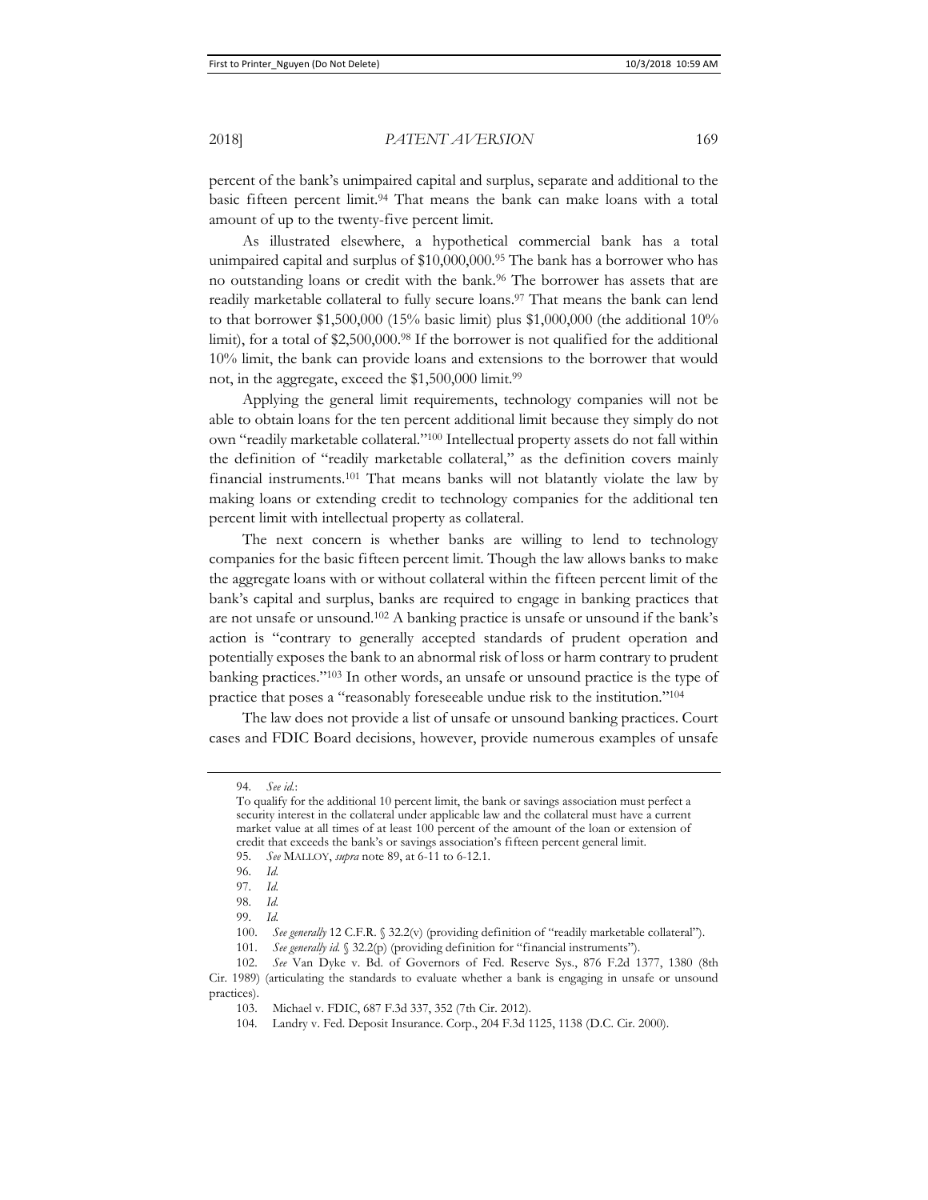percent of the bank's unimpaired capital and surplus, separate and additional to the basic fifteen percent limit.[94] That means the bank can make loans with a total amount of up to the twenty-five percent limit.

As illustrated elsewhere, a hypothetical commercial bank has a total unimpaired capital and surplus of $10,000,000.[95] The bank has a borrower who has no outstanding loans or credit with the bank.[96] The borrower has assets that are readily marketable collateral to fully secure loans.[97] That means the bank can lend to that borrower $1,500,000 (15% basic limit) plus $1,000,000 (the additional 10% limit), for a total of $2,500,000.[98] If the borrower is not qualified for the additional 10% limit, the bank can provide loans and extensions to the borrower that would not, in the aggregate, exceed the $1,500,000 limit.[99]

Applying the general limit requirements, technology companies will not be able to obtain loans for the ten percent additional limit because they simply do not own "readily marketable collateral."[100] Intellectual property assets do not fall within the definition of "readily marketable collateral," as the definition covers mainly financial instruments.[101] That means banks will not blatantly violate the law by making loans or extending credit to technology companies for the additional ten percent limit with intellectual property as collateral.

The next concern is whether banks are willing to lend to technology companies for the basic fifteen percent limit. Though the law allows banks to make the aggregate loans with or without collateral within the fifteen percent limit of the bank's capital and surplus, banks are required to engage in banking practices that are not unsafe or unsound.[102] A banking practice is unsafe or unsound if the bank's action is "contrary to generally accepted standards of prudent operation and potentially exposes the bank to an abnormal risk of loss or harm contrary to prudent banking practices."[103] In other words, an unsafe or unsound practice is the type of practice that poses a "reasonably foreseeable undue risk to the institution."[104]

The law does not provide a list of unsafe or unsound banking practices. Court cases and FDIC Board decisions, however, provide numerous examples of unsafe

---

94. *See id.*:

> To qualify for the additional 10 percent limit, the bank or savings association must perfect a security interest in the collateral under applicable law and the collateral must have a current market value at all times of at least 100 percent of the amount of the loan or extension of credit that exceeds the bank's or savings association's fifteen percent general limit.

95. *See* MALLOY, *supra* note 89, at 6-11 to 6-12.1.

96. *Id.*

97. *Id.*

98. *Id.*

99. *Id.*

100. *See generally* 12 C.F.R. § 32.2(v) (providing definition of "readily marketable collateral").

101. *See generally id.* § 32.2(p) (providing definition for "financial instruments").

102. *See* Van Dyke v. Bd. of Governors of Fed. Reserve Sys., 876 F.2d 1377, 1380 (8th Cir. 1989) (articulating the standards to evaluate whether a bank is engaging in unsafe or unsound practices).

103. Michael v. FDIC, 687 F.3d 337, 352 (7th Cir. 2012).

104. Landry v. Fed. Deposit Insurance. Corp., 204 F.3d 1125, 1138 (D.C. Cir. 2000).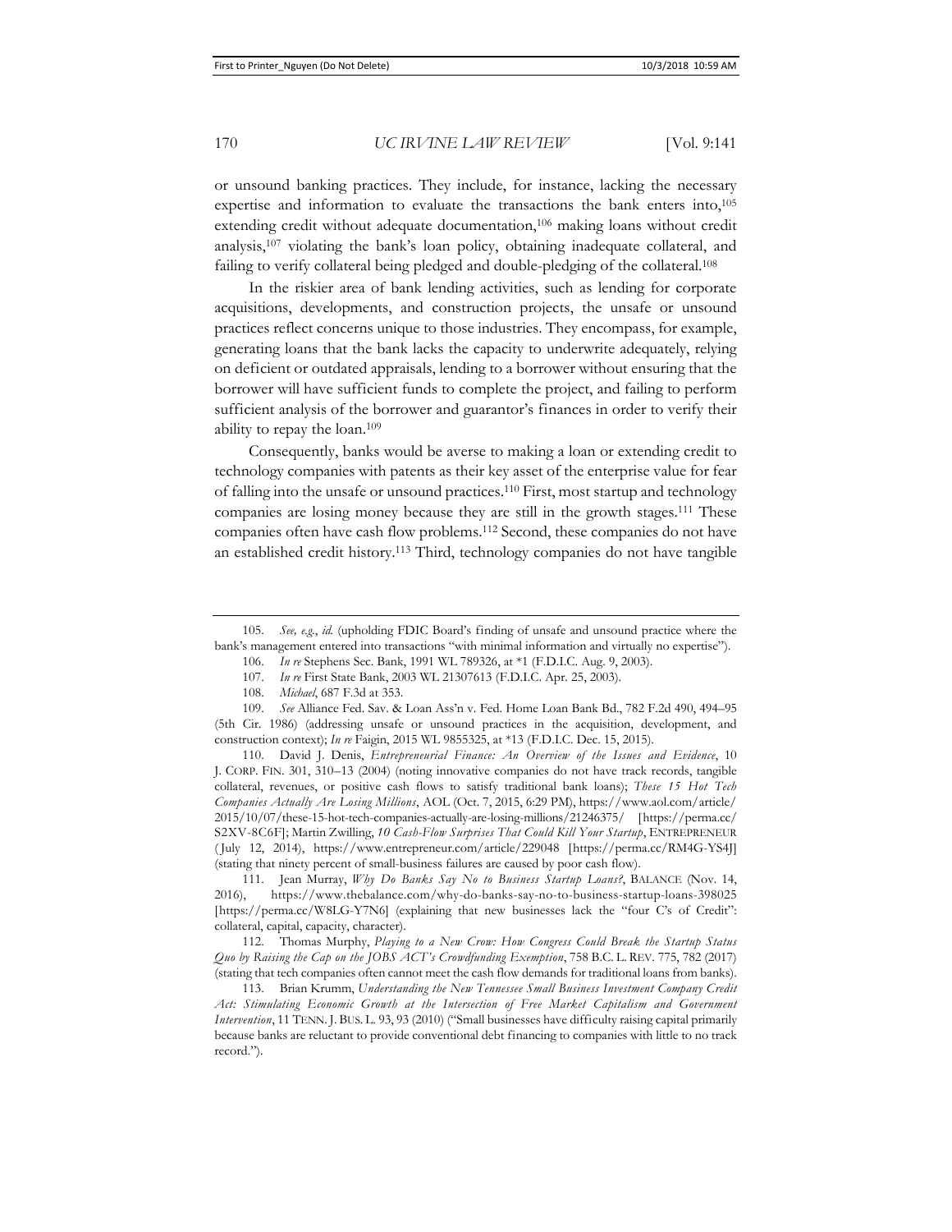or unsound banking practices. They include, for instance, lacking the necessary expertise and information to evaluate the transactions the bank enters into,[105] extending credit without adequate documentation,[106] making loans without credit analysis,[107] violating the bank's loan policy, obtaining inadequate collateral, and failing to verify collateral being pledged and double-pledging of the collateral.[108]

In the riskier area of bank lending activities, such as lending for corporate acquisitions, developments, and construction projects, the unsafe or unsound practices reflect concerns unique to those industries. They encompass, for example, generating loans that the bank lacks the capacity to underwrite adequately, relying on deficient or outdated appraisals, lending to a borrower without ensuring that the borrower will have sufficient funds to complete the project, and failing to perform sufficient analysis of the borrower and guarantor's finances in order to verify their ability to repay the loan.[109]

Consequently, banks would be averse to making a loan or extending credit to technology companies with patents as their key asset of the enterprise value for fear of falling into the unsafe or unsound practices.[110] First, most startup and technology companies are losing money because they are still in the growth stages.[111] These companies often have cash flow problems.[112] Second, these companies do not have an established credit history.[113] Third, technology companies do not have tangible

---

105. *See, e.g.*, *id.* (upholding FDIC Board's finding of unsafe and unsound practice where the bank's management entered into transactions "with minimal information and virtually no expertise").

106. *In re* Stephens Sec. Bank, 1991 WL 789326, at *1 (F.D.I.C. Aug. 9, 2003).

107. *In re* First State Bank, 2003 WL 21307613 (F.D.I.C. Apr. 25, 2003).

108. *Michael*, 687 F.3d at 353.

109. *See* Alliance Fed. Sav. & Loan Ass'n v. Fed. Home Loan Bank Bd., 782 F.2d 490, 494–95 (5th Cir. 1986) (addressing unsafe or unsound practices in the acquisition, development, and construction context); *In re* Faigin, 2015 WL 9855325, at *13 (F.D.I.C. Dec. 15, 2015).

110. David J. Denis, *Entrepreneurial Finance: An Overview of the Issues and Evidence*, 10 J. CORP. FIN. 301, 310–13 (2004) (noting innovative companies do not have track records, tangible collateral, revenues, or positive cash flows to satisfy traditional bank loans); *These 15 Hot Tech Companies Actually Are Losing Millions*, AOL (Oct. 7, 2015, 6:29 PM), https://www.aol.com/article/2015/10/07/these-15-hot-tech-companies-actually-are-losing-millions/21246375/ [https://perma.cc/S2XV-8C6F]; Martin Zwilling, *10 Cash-Flow Surprises That Could Kill Your Startup*, ENTREPRENEUR (July 12, 2014), https://www.entrepreneur.com/article/229048 [https://perma.cc/RM4G-YS4J] (stating that ninety percent of small-business failures are caused by poor cash flow).

111. Jean Murray, *Why Do Banks Say No to Business Startup Loans?*, BALANCE (Nov. 14, 2016), https://www.thebalance.com/why-do-banks-say-no-to-business-startup-loans-398025 [https://perma.cc/W8LG-Y7N6] (explaining that new businesses lack the "four C's of Credit": collateral, capital, capacity, character).

112. Thomas Murphy, *Playing to a New Crow: How Congress Could Break the Startup Status Quo by Raising the Cap on the JOBS ACT's Crowdfunding Exemption*, 758 B.C. L. REV. 775, 782 (2017) (stating that tech companies often cannot meet the cash flow demands for traditional loans from banks).

113. Brian Krumm, *Understanding the New Tennessee Small Business Investment Company Credit Act: Stimulating Economic Growth at the Intersection of Free Market Capitalism and Government Intervention*, 11 TENN. J. BUS. L. 93, 93 (2010) ("Small businesses have difficulty raising capital primarily because banks are reluctant to provide conventional debt financing to companies with little to no track record.").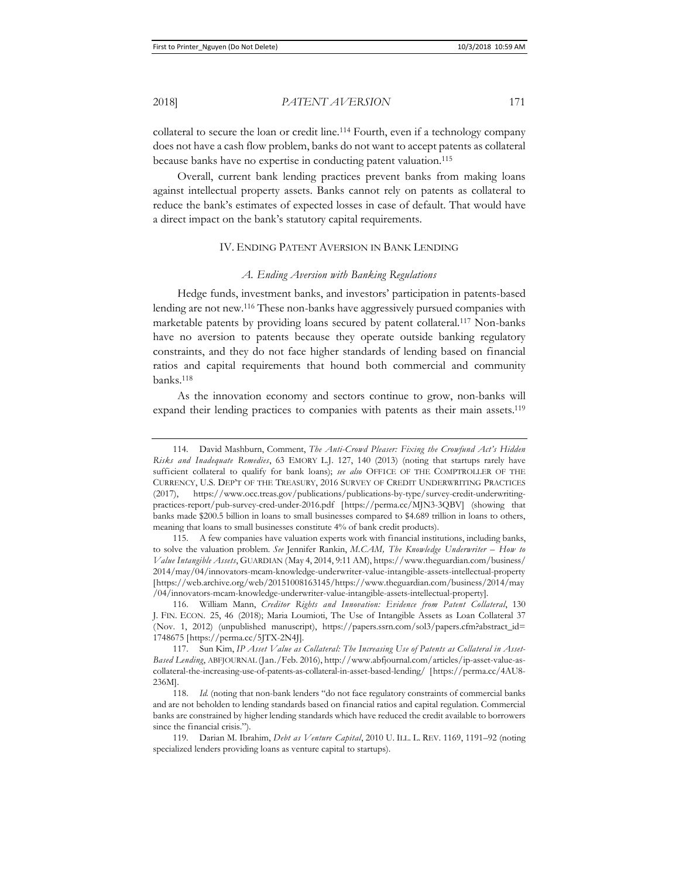collateral to secure the loan or credit line.[114] Fourth, even if a technology company does not have a cash flow problem, banks do not want to accept patents as collateral because banks have no expertise in conducting patent valuation.[115]

Overall, current bank lending practices prevent banks from making loans against intellectual property assets. Banks cannot rely on patents as collateral to reduce the bank's estimates of expected losses in case of default. That would have a direct impact on the bank's statutory capital requirements.

## IV. Ending Patent Aversion in Bank Lending

### *A. Ending Aversion with Banking Regulations*

Hedge funds, investment banks, and investors' participation in patents-based lending are not new.[116] These non-banks have aggressively pursued companies with marketable patents by providing loans secured by patent collateral.[117] Non-banks have no aversion to patents because they operate outside banking regulatory constraints, and they do not face higher standards of lending based on financial ratios and capital requirements that hound both commercial and community banks.[118]

As the innovation economy and sectors continue to grow, non-banks will expand their lending practices to companies with patents as their main assets.[119]

---

114. David Mashburn, Comment, *The Anti-Crowd Pleaser: Fixing the Crowfund Act's Hidden Risks and Inadequate Remedies*, 63 Emory L.J. 127, 140 (2013) (noting that startups rarely have sufficient collateral to qualify for bank loans); *see also* Office of the Comptroller of the Currency, U.S. Dep't of the Treasury, 2016 Survey of Credit Underwriting Practices (2017), https://www.occ.treas.gov/publications/publications-by-type/survey-credit-underwriting-practices-report/pub-survey-cred-under-2016.pdf [https://perma.cc/MJN3-3QBV] (showing that banks made $200.5 billion in loans to small businesses compared to $4.689 trillion in loans to others, meaning that loans to small businesses constitute 4% of bank credit products).

115. A few companies have valuation experts work with financial institutions, including banks, to solve the valuation problem. *See* Jennifer Rankin, *M.CAM, The Knowledge Underwriter – How to Value Intangible Assets*, Guardian (May 4, 2014, 9:11 AM), https://www.theguardian.com/business/2014/may/04/innovators-mcam-knowledge-underwriter-value-intangible-assets-intellectual-property [https://web.archive.org/web/20151008163145/https://www.theguardian.com/business/2014/may/04/innovators-mcam-knowledge-underwriter-value-intangible-assets-intellectual-property].

116. William Mann, *Creditor Rights and Innovation: Evidence from Patent Collateral*, 130 J. Fin. Econ. 25, 46 (2018); Maria Loumioti, The Use of Intangible Assets as Loan Collateral 37 (Nov. 1, 2012) (unpublished manuscript), https://papers.ssrn.com/sol3/papers.cfm?abstract_id=1748675 [https://perma.cc/5JTX-2N4J].

117. Sun Kim, *IP Asset Value as Collateral: The Increasing Use of Patents as Collateral in Asset-Based Lending*, ABFJournal (Jan./Feb. 2016), http://www.abfjournal.com/articles/ip-asset-value-as-collateral-the-increasing-use-of-patents-as-collateral-in-asset-based-lending/ [https://perma.cc/4AU8-236M].

118. *Id.* (noting that non-bank lenders "do not face regulatory constraints of commercial banks and are not beholden to lending standards based on financial ratios and capital regulation. Commercial banks are constrained by higher lending standards which have reduced the credit available to borrowers since the financial crisis.").

119. Darian M. Ibrahim, *Debt as Venture Capital*, 2010 U. Ill. L. Rev. 1169, 1191–92 (noting specialized lenders providing loans as venture capital to startups).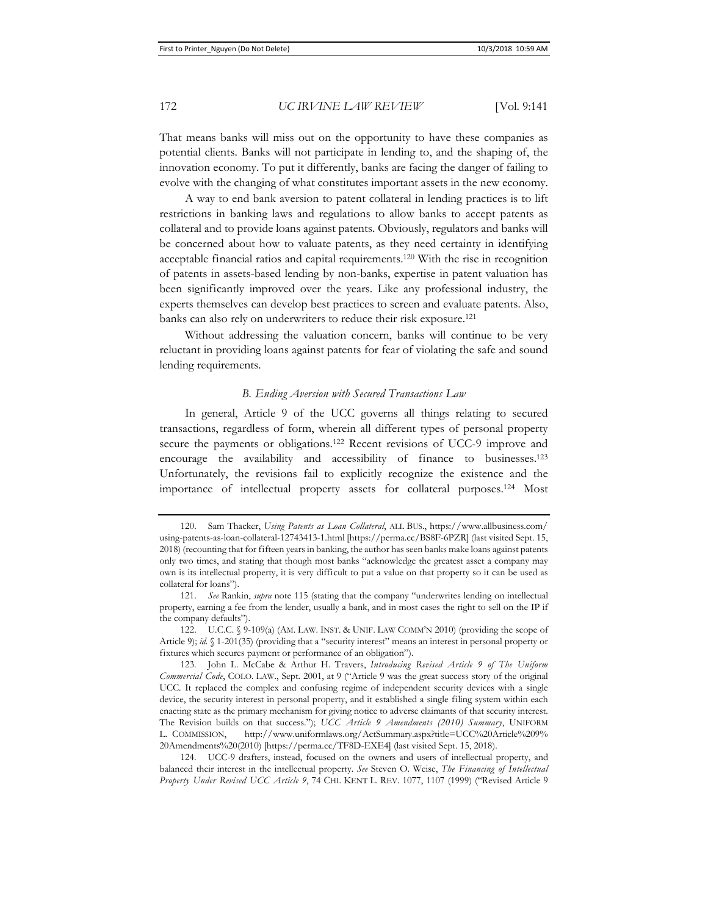That means banks will miss out on the opportunity to have these companies as potential clients. Banks will not participate in lending to, and the shaping of, the innovation economy. To put it differently, banks are facing the danger of failing to evolve with the changing of what constitutes important assets in the new economy.

A way to end bank aversion to patent collateral in lending practices is to lift restrictions in banking laws and regulations to allow banks to accept patents as collateral and to provide loans against patents. Obviously, regulators and banks will be concerned about how to valuate patents, as they need certainty in identifying acceptable financial ratios and capital requirements.[120] With the rise in recognition of patents in assets-based lending by non-banks, expertise in patent valuation has been significantly improved over the years. Like any professional industry, the experts themselves can develop best practices to screen and evaluate patents. Also, banks can also rely on underwriters to reduce their risk exposure.[121]

Without addressing the valuation concern, banks will continue to be very reluctant in providing loans against patents for fear of violating the safe and sound lending requirements.

### *B. Ending Aversion with Secured Transactions Law*

In general, Article 9 of the UCC governs all things relating to secured transactions, regardless of form, wherein all different types of personal property secure the payments or obligations.[122] Recent revisions of UCC-9 improve and encourage the availability and accessibility of finance to businesses.[123] Unfortunately, the revisions fail to explicitly recognize the existence and the importance of intellectual property assets for collateral purposes.[124] Most

---

120. Sam Thacker, *Using Patents as Loan Collateral*, ALL BUS., https://www.allbusiness.com/using-patents-as-loan-collateral-12743413-1.html [https://perma.cc/BS8F-6PZR] (last visited Sept. 15, 2018) (recounting that for fifteen years in banking, the author has seen banks make loans against patents only two times, and stating that though most banks "acknowledge the greatest asset a company may own is its intellectual property, it is very difficult to put a value on that property so it can be used as collateral for loans").

121. *See* Rankin, *supra* note 115 (stating that the company "underwrites lending on intellectual property, earning a fee from the lender, usually a bank, and in most cases the right to sell on the IP if the company defaults").

122. U.C.C. § 9-109(a) (AM. LAW. INST. & UNIF. LAW COMM'N 2010) (providing the scope of Article 9); *id.* § 1-201(35) (providing that a "security interest" means an interest in personal property or fixtures which secures payment or performance of an obligation").

123. John L. McCabe & Arthur H. Travers, *Introducing Revised Article 9 of The Uniform Commercial Code*, COLO. LAW., Sept. 2001, at 9 ("Article 9 was the great success story of the original UCC. It replaced the complex and confusing regime of independent security devices with a single device, the security interest in personal property, and it established a single filing system within each enacting state as the primary mechanism for giving notice to adverse claimants of that security interest. The Revision builds on that success."); *UCC Article 9 Amendments (2010) Summary*, UNIFORM L. COMMISSION, http://www.uniformlaws.org/ActSummary.aspx?title=UCC%20Article%209%20Amendments%20(2010) [https://perma.cc/TF8D-EXE4] (last visited Sept. 15, 2018).

124. UCC-9 drafters, instead, focused on the owners and users of intellectual property, and balanced their interest in the intellectual property. *See* Steven O. Weise, *The Financing of Intellectual Property Under Revised UCC Article 9*, 74 CHI. KENT L. REV. 1077, 1107 (1999) ("Revised Article 9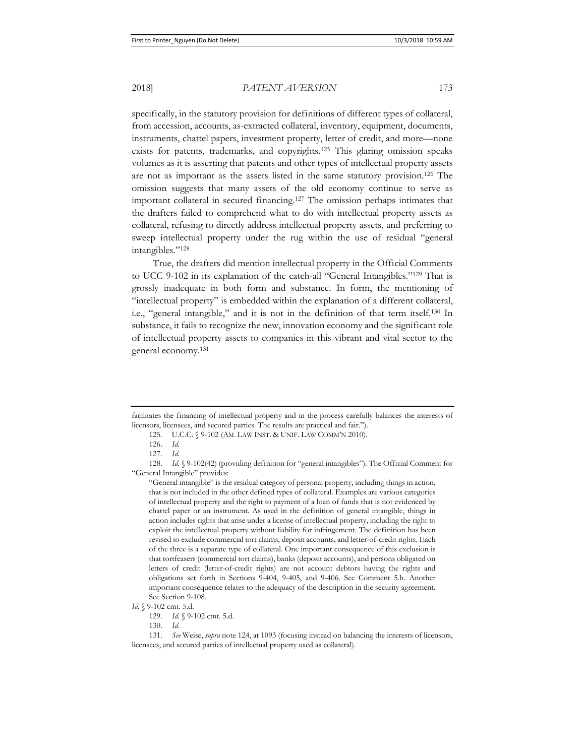specifically, in the statutory provision for definitions of different types of collateral, from accession, accounts, as-extracted collateral, inventory, equipment, documents, instruments, chattel papers, investment property, letter of credit, and more—none exists for patents, trademarks, and copyrights.[125] This glaring omission speaks volumes as it is asserting that patents and other types of intellectual property assets are not as important as the assets listed in the same statutory provision.[126] The omission suggests that many assets of the old economy continue to serve as important collateral in secured financing.[127] The omission perhaps intimates that the drafters failed to comprehend what to do with intellectual property assets as collateral, refusing to directly address intellectual property assets, and preferring to sweep intellectual property under the rug within the use of residual "general intangibles."[128]

True, the drafters did mention intellectual property in the Official Comments to UCC 9-102 in its explanation of the catch-all "General Intangibles."[129] That is grossly inadequate in both form and substance. In form, the mentioning of "intellectual property" is embedded within the explanation of a different collateral, i.e., "general intangible," and it is not in the definition of that term itself.[130] In substance, it fails to recognize the new, innovation economy and the significant role of intellectual property assets to companies in this vibrant and vital sector to the general economy.[131]

---

facilitates the financing of intellectual property and in the process carefully balances the interests of licensors, licensees, and secured parties. The results are practical and fair.").

125. U.C.C. § 9-102 (AM. LAW INST. & UNIF. LAW COMM'N 2010).

126. *Id.*

127. *Id.*

128. *Id.* § 9-102(42) (providing definition for "general intangibles"). The Official Comment for "General Intangible" provides:

> "General intangible" is the residual category of personal property, including things in action, that is not included in the other defined types of collateral. Examples are various categories of intellectual property and the right to payment of a loan of funds that is not evidenced by chattel paper or an instrument. As used in the definition of general intangible, things in action includes rights that arise under a license of intellectual property, including the right to exploit the intellectual property without liability for infringement. The definition has been revised to exclude commercial tort claims, deposit accounts, and letter-of-credit rights. Each of the three is a separate type of collateral. One important consequence of this exclusion is that tortfeasors (commercial tort claims), banks (deposit accounts), and persons obligated on letters of credit (letter-of-credit rights) are not account debtors having the rights and obligations set forth in Sections 9-404, 9-405, and 9-406. See Comment 5.h. Another important consequence relates to the adequacy of the description in the security agreement. See Section 9-108.

*Id.* § 9-102 cmt. 5.d.

129. *Id.* § 9-102 cmt. 5.d.

130. *Id.*

131. *See* Weise, *supra* note 124, at 1093 (focusing instead on balancing the interests of licensors, licensees, and secured parties of intellectual property used as collateral).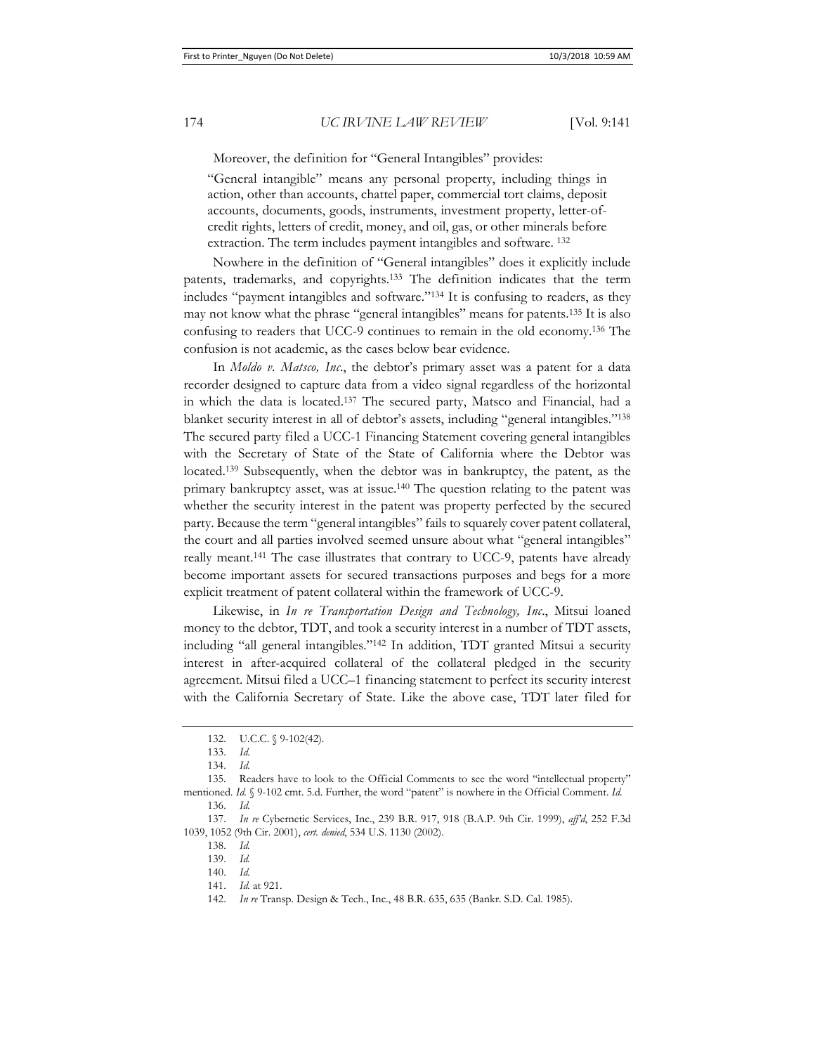Moreover, the definition for "General Intangibles" provides:

> "General intangible" means any personal property, including things in action, other than accounts, chattel paper, commercial tort claims, deposit accounts, documents, goods, instruments, investment property, letter-of-credit rights, letters of credit, money, and oil, gas, or other minerals before extraction. The term includes payment intangibles and software. [132]

Nowhere in the definition of "General intangibles" does it explicitly include patents, trademarks, and copyrights.[133] The definition indicates that the term includes "payment intangibles and software."[134] It is confusing to readers, as they may not know what the phrase "general intangibles" means for patents.[135] It is also confusing to readers that UCC-9 continues to remain in the old economy.[136] The confusion is not academic, as the cases below bear evidence.

In *Moldo v. Matsco, Inc.*, the debtor's primary asset was a patent for a data recorder designed to capture data from a video signal regardless of the horizontal in which the data is located.[137] The secured party, Matsco and Financial, had a blanket security interest in all of debtor's assets, including "general intangibles."[138] The secured party filed a UCC-1 Financing Statement covering general intangibles with the Secretary of State of the State of California where the Debtor was located.[139] Subsequently, when the debtor was in bankruptcy, the patent, as the primary bankruptcy asset, was at issue.[140] The question relating to the patent was whether the security interest in the patent was property perfected by the secured party. Because the term "general intangibles" fails to squarely cover patent collateral, the court and all parties involved seemed unsure about what "general intangibles" really meant.[141] The case illustrates that contrary to UCC-9, patents have already become important assets for secured transactions purposes and begs for a more explicit treatment of patent collateral within the framework of UCC-9.

Likewise, in *In re Transportation Design and Technology, Inc.*, Mitsui loaned money to the debtor, TDT, and took a security interest in a number of TDT assets, including "all general intangibles."[142] In addition, TDT granted Mitsui a security interest in after-acquired collateral of the collateral pledged in the security agreement. Mitsui filed a UCC–1 financing statement to perfect its security interest with the California Secretary of State. Like the above case, TDT later filed for

---

132. U.C.C. § 9-102(42).

133. *Id.*

134. *Id.*

135. Readers have to look to the Official Comments to see the word "intellectual property" mentioned. *Id.* § 9-102 cmt. 5.d. Further, the word "patent" is nowhere in the Official Comment. *Id.*

136. *Id.*

137. *In re* Cybernetic Services, Inc., 239 B.R. 917, 918 (B.A.P. 9th Cir. 1999), *aff'd*, 252 F.3d 1039, 1052 (9th Cir. 2001), *cert. denied*, 534 U.S. 1130 (2002).

138. *Id.*

139. *Id.*

140. *Id.*

141. *Id.* at 921.

142. *In re* Transp. Design & Tech., Inc., 48 B.R. 635, 635 (Bankr. S.D. Cal. 1985).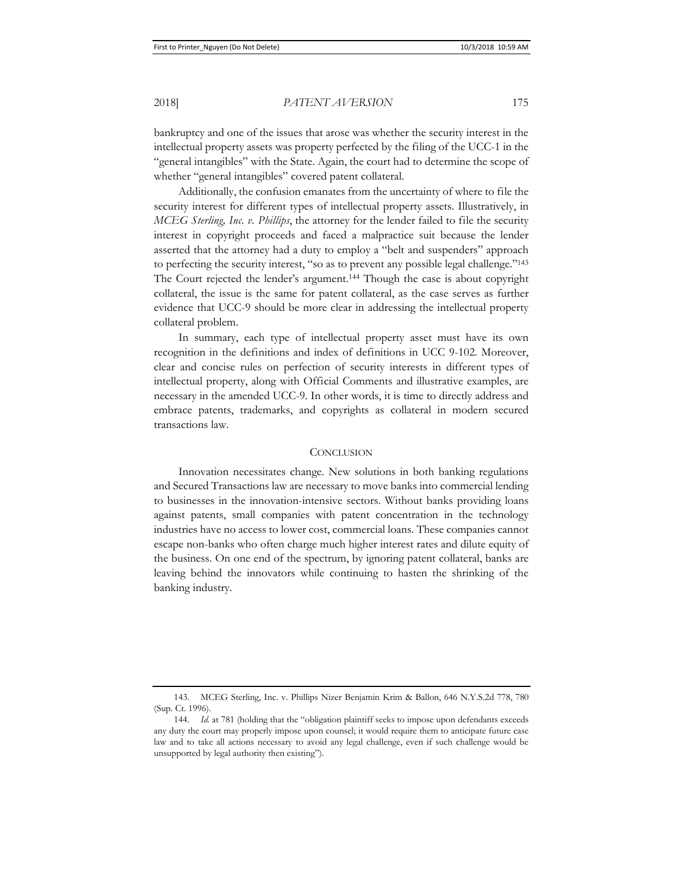bankruptcy and one of the issues that arose was whether the security interest in the intellectual property assets was property perfected by the filing of the UCC-1 in the "general intangibles" with the State. Again, the court had to determine the scope of whether "general intangibles" covered patent collateral.

Additionally, the confusion emanates from the uncertainty of where to file the security interest for different types of intellectual property assets. Illustratively, in *MCEG Sterling, Inc. v. Phillips*, the attorney for the lender failed to file the security interest in copyright proceeds and faced a malpractice suit because the lender asserted that the attorney had a duty to employ a "belt and suspenders" approach to perfecting the security interest, "so as to prevent any possible legal challenge."[143] The Court rejected the lender's argument.[144] Though the case is about copyright collateral, the issue is the same for patent collateral, as the case serves as further evidence that UCC-9 should be more clear in addressing the intellectual property collateral problem.

In summary, each type of intellectual property asset must have its own recognition in the definitions and index of definitions in UCC 9-102. Moreover, clear and concise rules on perfection of security interests in different types of intellectual property, along with Official Comments and illustrative examples, are necessary in the amended UCC-9. In other words, it is time to directly address and embrace patents, trademarks, and copyrights as collateral in modern secured transactions law.

## CONCLUSION

Innovation necessitates change. New solutions in both banking regulations and Secured Transactions law are necessary to move banks into commercial lending to businesses in the innovation-intensive sectors. Without banks providing loans against patents, small companies with patent concentration in the technology industries have no access to lower cost, commercial loans. These companies cannot escape non-banks who often charge much higher interest rates and dilute equity of the business. On one end of the spectrum, by ignoring patent collateral, banks are leaving behind the innovators while continuing to hasten the shrinking of the banking industry.

---

143. MCEG Sterling, Inc. v. Phillips Nizer Benjamin Krim & Ballon, 646 N.Y.S.2d 778, 780 (Sup. Ct. 1996).

144. *Id.* at 781 (holding that the "obligation plaintiff seeks to impose upon defendants exceeds any duty the court may properly impose upon counsel; it would require them to anticipate future case law and to take all actions necessary to avoid any legal challenge, even if such challenge would be unsupported by legal authority then existing").